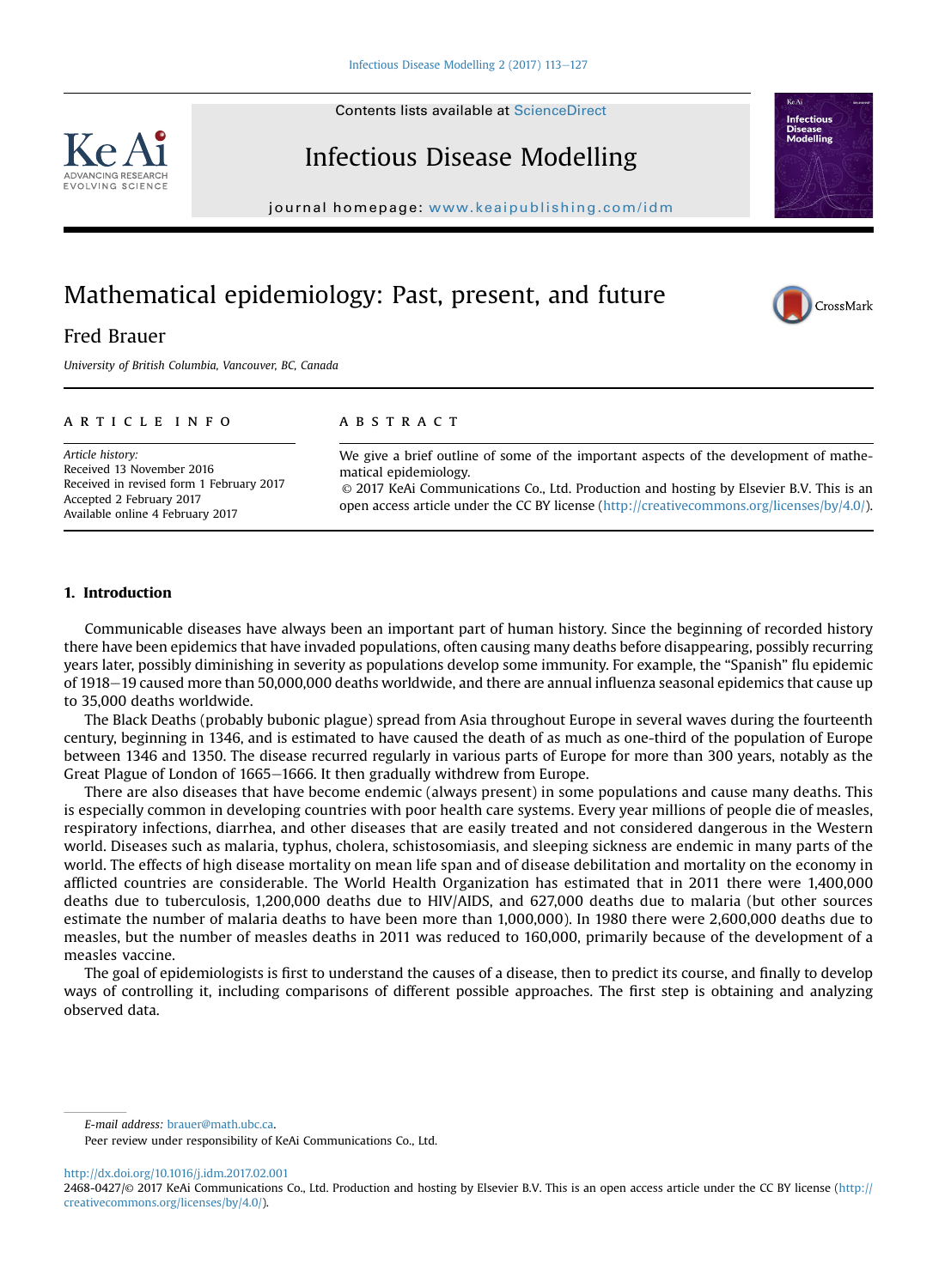# Mathematical epidemiology: Past, present, and future

Fred Brauer

*University of British Columbia, Vancouver, BC, Canada*

## ARTICLE INFO

*Article history:*
Received 13 November 2016
Received in revised form 1 February 2017
Accepted 2 February 2017
Available online 4 February 2017

## ABSTRACT

We give a brief outline of some of the important aspects of the development of mathematical epidemiology.

© 2017 KeAi Communications Co., Ltd. Production and hosting by Elsevier B.V. This is an open access article under the CC BY license (http://creativecommons.org/licenses/by/4.0/).

## 1. Introduction

Communicable diseases have always been an important part of human history. Since the beginning of recorded history there have been epidemics that have invaded populations, often causing many deaths before disappearing, possibly recurring years later, possibly diminishing in severity as populations develop some immunity. For example, the "Spanish" flu epidemic of 1918–19 caused more than 50,000,000 deaths worldwide, and there are annual influenza seasonal epidemics that cause up to 35,000 deaths worldwide.

The Black Deaths (probably bubonic plague) spread from Asia throughout Europe in several waves during the fourteenth century, beginning in 1346, and is estimated to have caused the death of as much as one-third of the population of Europe between 1346 and 1350. The disease recurred regularly in various parts of Europe for more than 300 years, notably as the Great Plague of London of 1665–1666. It then gradually withdrew from Europe.

There are also diseases that have become endemic (always present) in some populations and cause many deaths. This is especially common in developing countries with poor health care systems. Every year millions of people die of measles, respiratory infections, diarrhea, and other diseases that are easily treated and not considered dangerous in the Western world. Diseases such as malaria, typhus, cholera, schistosomiasis, and sleeping sickness are endemic in many parts of the world. The effects of high disease mortality on mean life span and of disease debilitation and mortality on the economy in afflicted countries are considerable. The World Health Organization has estimated that in 2011 there were 1,400,000 deaths due to tuberculosis, 1,200,000 deaths due to HIV/AIDS, and 627,000 deaths due to malaria (but other sources estimate the number of malaria deaths to have been more than 1,000,000). In 1980 there were 2,600,000 deaths due to measles, but the number of measles deaths in 2011 was reduced to 160,000, primarily because of the development of a measles vaccine.

The goal of epidemiologists is first to understand the causes of a disease, then to predict its course, and finally to develop ways of controlling it, including comparisons of different possible approaches. The first step is obtaining and analyzing observed data.

*E-mail address:* brauer@math.ubc.ca.

Peer review under responsibility of KeAi Communications Co., Ltd.

http://dx.doi.org/10.1016/j.idm.2017.02.001

2468-0427/© 2017 KeAi Communications Co., Ltd. Production and hosting by Elsevier B.V. This is an open access article under the CC BY license (http://creativecommons.org/licenses/by/4.0/).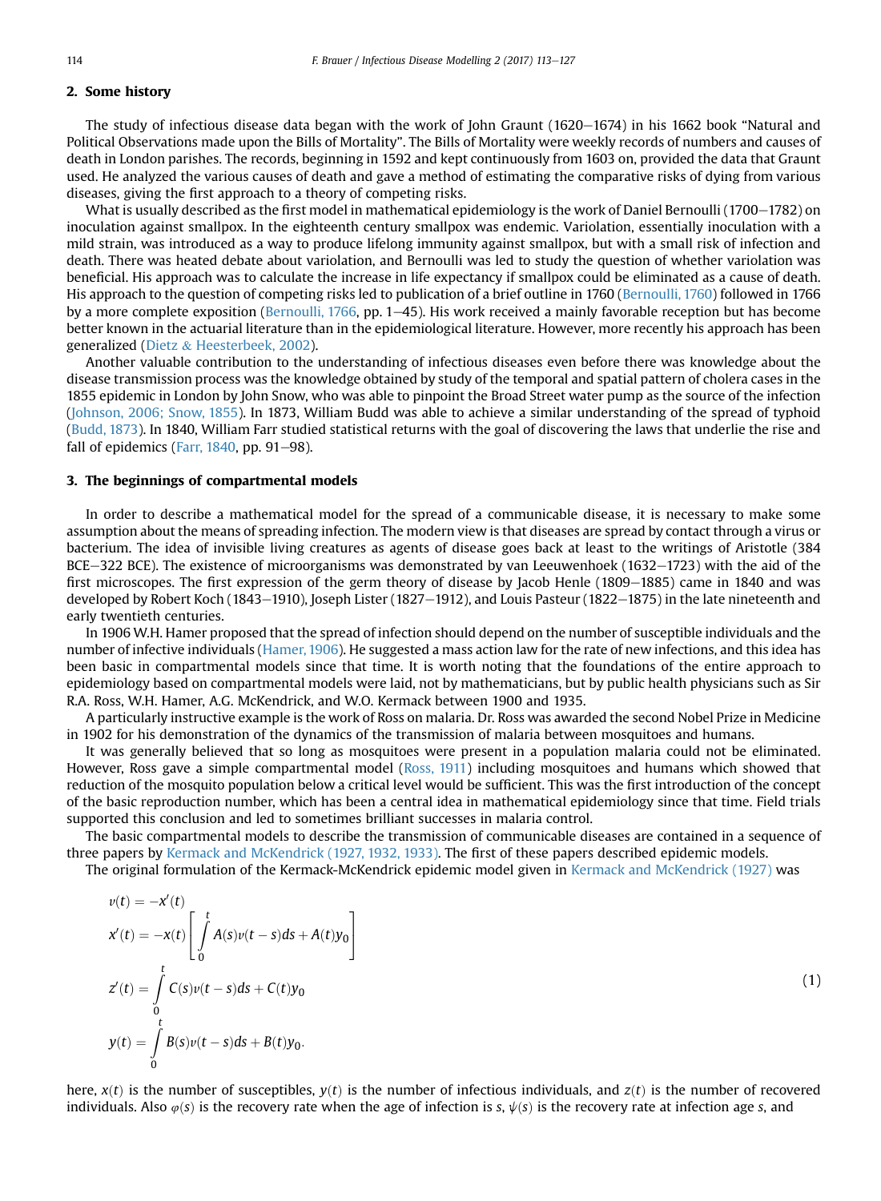## 2. Some history

The study of infectious disease data began with the work of John Graunt (1620–1674) in his 1662 book "Natural and Political Observations made upon the Bills of Mortality". The Bills of Mortality were weekly records of numbers and causes of death in London parishes. The records, beginning in 1592 and kept continuously from 1603 on, provided the data that Graunt used. He analyzed the various causes of death and gave a method of estimating the comparative risks of dying from various diseases, giving the first approach to a theory of competing risks.

What is usually described as the first model in mathematical epidemiology is the work of Daniel Bernoulli (1700–1782) on inoculation against smallpox. In the eighteenth century smallpox was endemic. Variolation, essentially inoculation with a mild strain, was introduced as a way to produce lifelong immunity against smallpox, but with a small risk of infection and death. There was heated debate about variolation, and Bernoulli was led to study the question of whether variolation was beneficial. His approach was to calculate the increase in life expectancy if smallpox could be eliminated as a cause of death. His approach to the question of competing risks led to publication of a brief outline in 1760 (Bernoulli, 1760) followed in 1766 by a more complete exposition (Bernoulli, 1766, pp. 1–45). His work received a mainly favorable reception but has become better known in the actuarial literature than in the epidemiological literature. However, more recently his approach has been generalized (Dietz & Heesterbeek, 2002).

Another valuable contribution to the understanding of infectious diseases even before there was knowledge about the disease transmission process was the knowledge obtained by study of the temporal and spatial pattern of cholera cases in the 1855 epidemic in London by John Snow, who was able to pinpoint the Broad Street water pump as the source of the infection (Johnson, 2006; Snow, 1855). In 1873, William Budd was able to achieve a similar understanding of the spread of typhoid (Budd, 1873). In 1840, William Farr studied statistical returns with the goal of discovering the laws that underlie the rise and fall of epidemics (Farr, 1840, pp. 91–98).

## 3. The beginnings of compartmental models

In order to describe a mathematical model for the spread of a communicable disease, it is necessary to make some assumption about the means of spreading infection. The modern view is that diseases are spread by contact through a virus or bacterium. The idea of invisible living creatures as agents of disease goes back at least to the writings of Aristotle (384 BCE–322 BCE). The existence of microorganisms was demonstrated by van Leeuwenhoek (1632–1723) with the aid of the first microscopes. The first expression of the germ theory of disease by Jacob Henle (1809–1885) came in 1840 and was developed by Robert Koch (1843–1910), Joseph Lister (1827–1912), and Louis Pasteur (1822–1875) in the late nineteenth and early twentieth centuries.

In 1906 W.H. Hamer proposed that the spread of infection should depend on the number of susceptible individuals and the number of infective individuals (Hamer, 1906). He suggested a mass action law for the rate of new infections, and this idea has been basic in compartmental models since that time. It is worth noting that the foundations of the entire approach to epidemiology based on compartmental models were laid, not by mathematicians, but by public health physicians such as Sir R.A. Ross, W.H. Hamer, A.G. McKendrick, and W.O. Kermack between 1900 and 1935.

A particularly instructive example is the work of Ross on malaria. Dr. Ross was awarded the second Nobel Prize in Medicine in 1902 for his demonstration of the dynamics of the transmission of malaria between mosquitoes and humans.

It was generally believed that so long as mosquitoes were present in a population malaria could not be eliminated. However, Ross gave a simple compartmental model (Ross, 1911) including mosquitoes and humans which showed that reduction of the mosquito population below a critical level would be sufficient. This was the first introduction of the concept of the basic reproduction number, which has been a central idea in mathematical epidemiology since that time. Field trials supported this conclusion and led to sometimes brilliant successes in malaria control.

The basic compartmental models to describe the transmission of communicable diseases are contained in a sequence of three papers by Kermack and McKendrick (1927, 1932, 1933). The first of these papers described epidemic models.

The original formulation of the Kermack-McKendrick epidemic model given in Kermack and McKendrick (1927) was

$$
\begin{aligned}
v(t) &= -x'(t) \\
x'(t) &= -x(t)\left[\int_0^t A(s)v(t-s)ds + A(t)y_0\right] \\
z'(t) &= \int_0^t C(s)v(t-s)ds + C(t)y_0 \\
y(t) &= \int_0^t B(s)v(t-s)ds + B(t)y_0.
\end{aligned}
\tag{1}
$$

here, $x(t)$ is the number of susceptibles, $y(t)$ is the number of infectious individuals, and $z(t)$ is the number of recovered individuals. Also $\varphi(s)$ is the recovery rate when the age of infection is $s$, $\psi(s)$ is the recovery rate at infection age $s$, and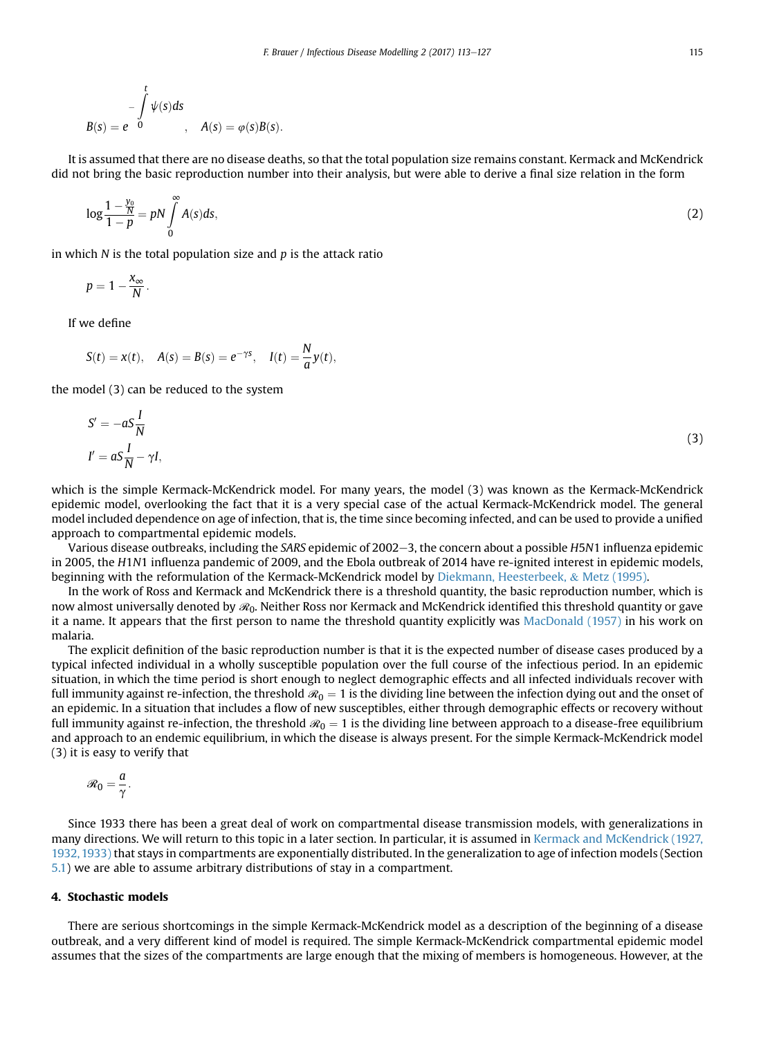$$B(s) = e^{-\int_0^t \psi(s)ds}, \quad A(s) = \varphi(s)B(s).$$

It is assumed that there are no disease deaths, so that the total population size remains constant. Kermack and McKendrick did not bring the basic reproduction number into their analysis, but were able to derive a final size relation in the form

$$\log \frac{1 - \frac{y_0}{N}}{1 - p} = pN \int_0^\infty A(s)ds, \tag{2}$$

in which $N$ is the total population size and $p$ is the attack ratio

$$p = 1 - \frac{x_\infty}{N}.$$

If we define

$$S(t) = x(t), \quad A(s) = B(s) = e^{-\gamma s}, \quad I(t) = \frac{N}{a}y(t),$$

the model (3) can be reduced to the system

$$\begin{aligned} S' &= -aS\frac{I}{N} \\ I' &= aS\frac{I}{N} - \gamma I, \end{aligned} \tag{3}$$

which is the simple Kermack-McKendrick model. For many years, the model (3) was known as the Kermack-McKendrick epidemic model, overlooking the fact that it is a very special case of the actual Kermack-McKendrick model. The general model included dependence on age of infection, that is, the time since becoming infected, and can be used to provide a unified approach to compartmental epidemic models.

Various disease outbreaks, including the *SARS* epidemic of 2002–3, the concern about a possible *H*5*N*1 influenza epidemic in 2005, the *H*1*N*1 influenza pandemic of 2009, and the Ebola outbreak of 2014 have re-ignited interest in epidemic models, beginning with the reformulation of the Kermack-McKendrick model by Diekmann, Heesterbeek, & Metz (1995).

In the work of Ross and Kermack and McKendrick there is a threshold quantity, the basic reproduction number, which is now almost universally denoted by $\mathscr{R}_0$. Neither Ross nor Kermack and McKendrick identified this threshold quantity or gave it a name. It appears that the first person to name the threshold quantity explicitly was MacDonald (1957) in his work on malaria.

The explicit definition of the basic reproduction number is that it is the expected number of disease cases produced by a typical infected individual in a wholly susceptible population over the full course of the infectious period. In an epidemic situation, in which the time period is short enough to neglect demographic effects and all infected individuals recover with full immunity against re-infection, the threshold $\mathscr{R}_0 = 1$ is the dividing line between the infection dying out and the onset of an epidemic. In a situation that includes a flow of new susceptibles, either through demographic effects or recovery without full immunity against re-infection, the threshold $\mathscr{R}_0 = 1$ is the dividing line between approach to a disease-free equilibrium and approach to an endemic equilibrium, in which the disease is always present. For the simple Kermack-McKendrick model (3) it is easy to verify that

$$\mathscr{R}_0 = \frac{a}{\gamma}.$$

Since 1933 there has been a great deal of work on compartmental disease transmission models, with generalizations in many directions. We will return to this topic in a later section. In particular, it is assumed in Kermack and McKendrick (1927, 1932, 1933) that stays in compartments are exponentially distributed. In the generalization to age of infection models (Section 5.1) we are able to assume arbitrary distributions of stay in a compartment.

## 4. Stochastic models

There are serious shortcomings in the simple Kermack-McKendrick model as a description of the beginning of a disease outbreak, and a very different kind of model is required. The simple Kermack-McKendrick compartmental epidemic model assumes that the sizes of the compartments are large enough that the mixing of members is homogeneous. However, at the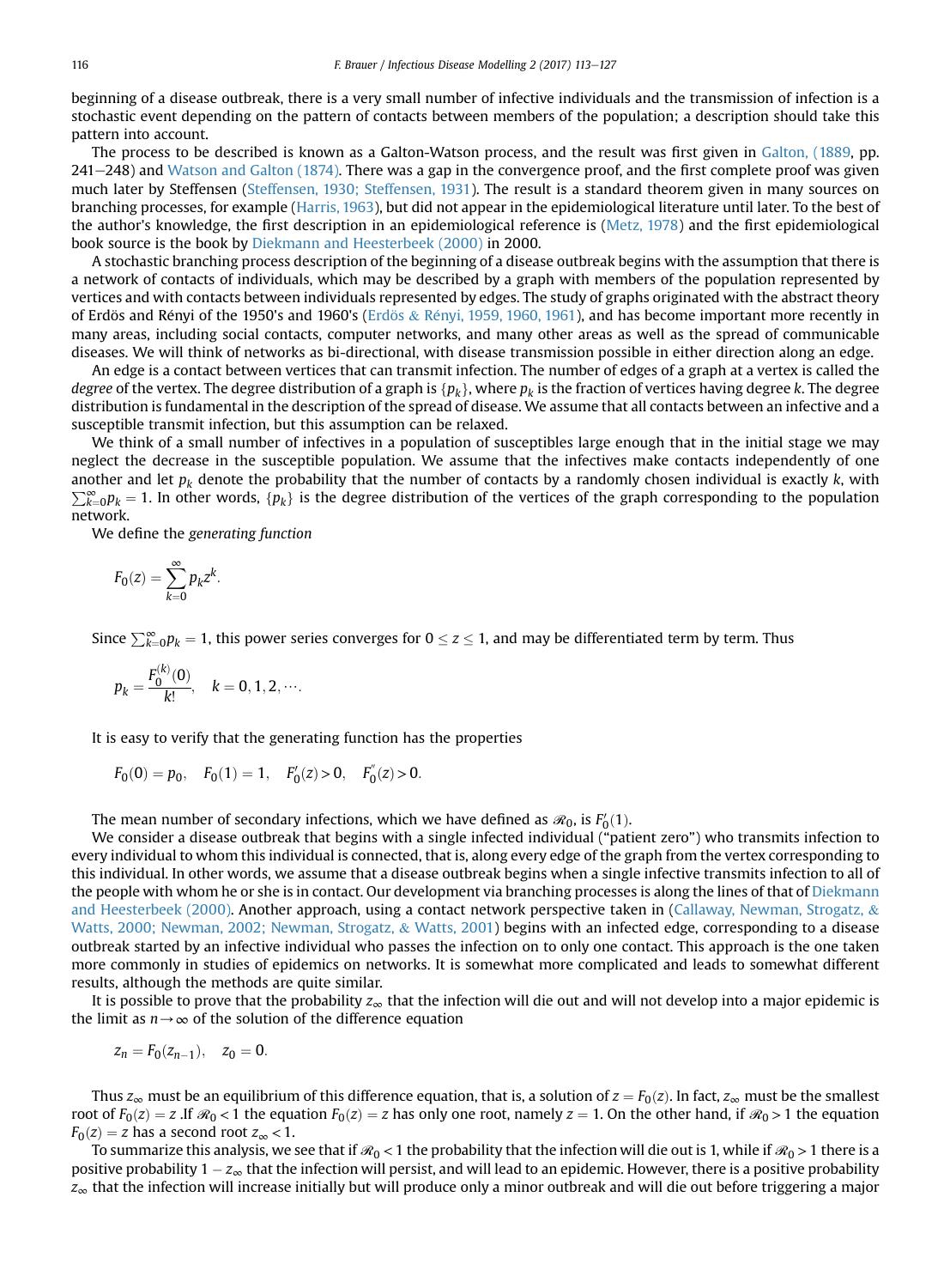beginning of a disease outbreak, there is a very small number of infective individuals and the transmission of infection is a stochastic event depending on the pattern of contacts between members of the population; a description should take this pattern into account.

The process to be described is known as a Galton-Watson process, and the result was first given in Galton, (1889, pp. 241–248) and Watson and Galton (1874). There was a gap in the convergence proof, and the first complete proof was given much later by Steffensen (Steffensen, 1930; Steffensen, 1931). The result is a standard theorem given in many sources on branching processes, for example (Harris, 1963), but did not appear in the epidemiological literature until later. To the best of the author's knowledge, the first description in an epidemiological reference is (Metz, 1978) and the first epidemiological book source is the book by Diekmann and Heesterbeek (2000) in 2000.

A stochastic branching process description of the beginning of a disease outbreak begins with the assumption that there is a network of contacts of individuals, which may be described by a graph with members of the population represented by vertices and with contacts between individuals represented by edges. The study of graphs originated with the abstract theory of Erdös and Rényi of the 1950's and 1960's (Erdös & Rényi, 1959, 1960, 1961), and has become important more recently in many areas, including social contacts, computer networks, and many other areas as well as the spread of communicable diseases. We will think of networks as bi-directional, with disease transmission possible in either direction along an edge.

An edge is a contact between vertices that can transmit infection. The number of edges of a graph at a vertex is called the *degree* of the vertex. The degree distribution of a graph is $\{p_k\}$, where $p_k$ is the fraction of vertices having degree $k$. The degree distribution is fundamental in the description of the spread of disease. We assume that all contacts between an infective and a susceptible transmit infection, but this assumption can be relaxed.

We think of a small number of infectives in a population of susceptibles large enough that in the initial stage we may neglect the decrease in the susceptible population. We assume that the infectives make contacts independently of one another and let $p_k$ denote the probability that the number of contacts by a randomly chosen individual is exactly $k$, with $\sum_{k=0}^{\infty} p_k = 1$. In other words, $\{p_k\}$ is the degree distribution of the vertices of the graph corresponding to the population network.

We define the *generating function*

$$F_0(z) = \sum_{k=0}^{\infty} p_k z^k.$$

Since $\sum_{k=0}^{\infty} p_k = 1$, this power series converges for $0 \le z \le 1$, and may be differentiated term by term. Thus

$$p_k = \frac{F_0^{(k)}(0)}{k!}, \quad k = 0, 1, 2, \cdots.$$

It is easy to verify that the generating function has the properties

$$F_0(0) = p_0, \quad F_0(1) = 1, \quad F_0'(z) > 0, \quad F_0''(z) > 0.$$

The mean number of secondary infections, which we have defined as $\mathscr{R}_0$, is $F_0'(1)$.

We consider a disease outbreak that begins with a single infected individual ("patient zero") who transmits infection to every individual to whom this individual is connected, that is, along every edge of the graph from the vertex corresponding to this individual. In other words, we assume that a disease outbreak begins when a single infective transmits infection to all of the people with whom he or she is in contact. Our development via branching processes is along the lines of that of Diekmann and Heesterbeek (2000). Another approach, using a contact network perspective taken in (Callaway, Newman, Strogatz, & Watts, 2000; Newman, 2002; Newman, Strogatz, & Watts, 2001) begins with an infected edge, corresponding to a disease outbreak started by an infective individual who passes the infection on to only one contact. This approach is the one taken more commonly in studies of epidemics on networks. It is somewhat more complicated and leads to somewhat different results, although the methods are quite similar.

It is possible to prove that the probability $z_\infty$ that the infection will die out and will not develop into a major epidemic is the limit as $n \to \infty$ of the solution of the difference equation

$$z_n = F_0(z_{n-1}), \quad z_0 = 0.$$

Thus $z_\infty$ must be an equilibrium of this difference equation, that is, a solution of $z = F_0(z)$. In fact, $z_\infty$ must be the smallest root of $F_0(z) = z$ .If $\mathscr{R}_0 < 1$ the equation $F_0(z) = z$ has only one root, namely $z = 1$. On the other hand, if $\mathscr{R}_0 > 1$ the equation $F_0(z) = z$ has a second root $z_\infty < 1$.

To summarize this analysis, we see that if $\mathscr{R}_0 < 1$ the probability that the infection will die out is 1, while if $\mathscr{R}_0 > 1$ there is a positive probability $1 - z_\infty$ that the infection will persist, and will lead to an epidemic. However, there is a positive probability $z_\infty$ that the infection will increase initially but will produce only a minor outbreak and will die out before triggering a major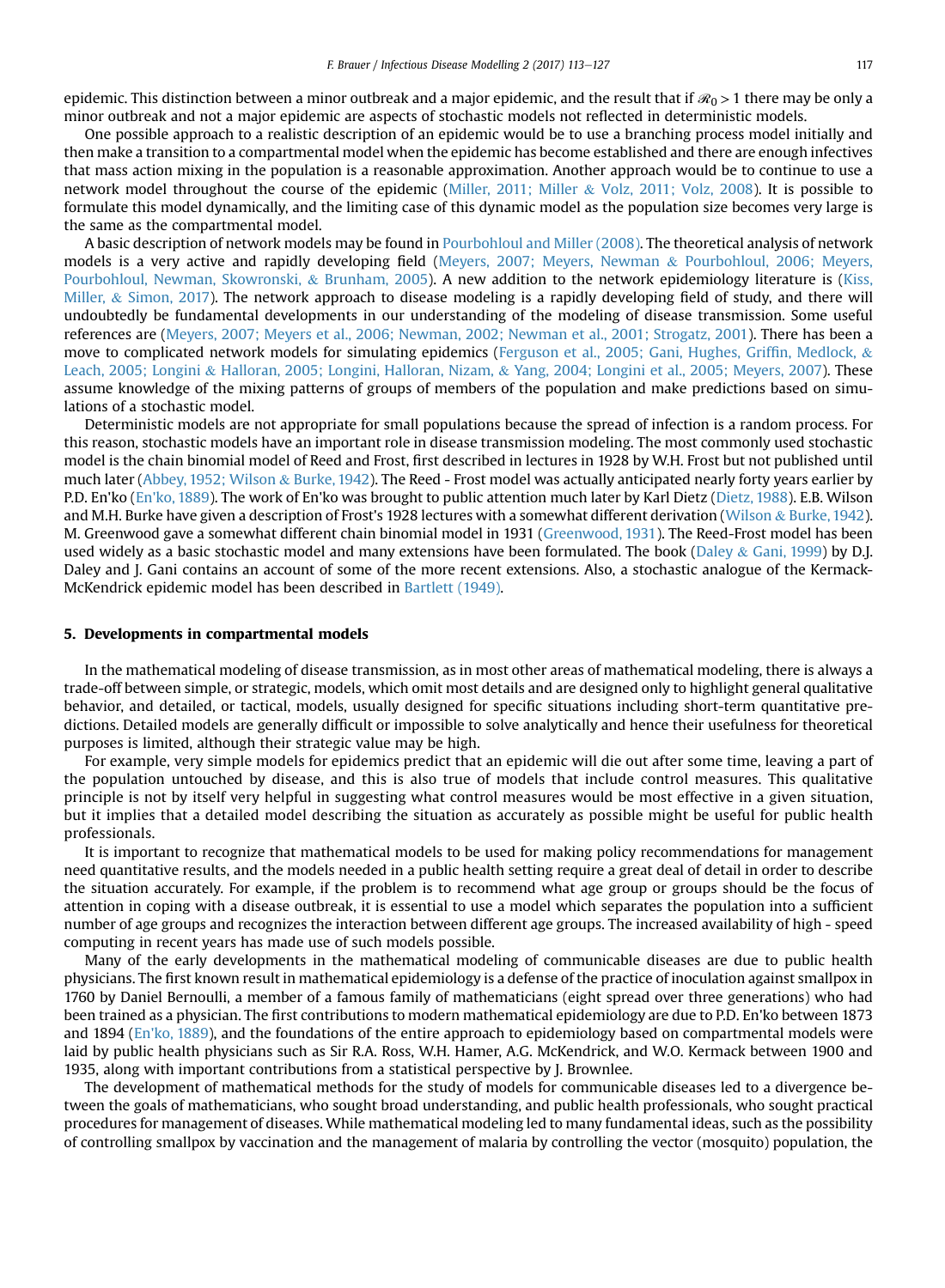epidemic. This distinction between a minor outbreak and a major epidemic, and the result that if $\mathcal{R}_0 > 1$ there may be only a minor outbreak and not a major epidemic are aspects of stochastic models not reflected in deterministic models.

One possible approach to a realistic description of an epidemic would be to use a branching process model initially and then make a transition to a compartmental model when the epidemic has become established and there are enough infectives that mass action mixing in the population is a reasonable approximation. Another approach would be to continue to use a network model throughout the course of the epidemic (Miller, 2011; Miller & Volz, 2011; Volz, 2008). It is possible to formulate this model dynamically, and the limiting case of this dynamic model as the population size becomes very large is the same as the compartmental model.

A basic description of network models may be found in Pourbohloul and Miller (2008). The theoretical analysis of network models is a very active and rapidly developing field (Meyers, 2007; Meyers, Newman & Pourbohloul, 2006; Meyers, Pourbohloul, Newman, Skowronski, & Brunham, 2005). A new addition to the network epidemiology literature is (Kiss, Miller, & Simon, 2017). The network approach to disease modeling is a rapidly developing field of study, and there will undoubtedly be fundamental developments in our understanding of the modeling of disease transmission. Some useful references are (Meyers, 2007; Meyers et al., 2006; Newman, 2002; Newman et al., 2001; Strogatz, 2001). There has been a move to complicated network models for simulating epidemics (Ferguson et al., 2005; Gani, Hughes, Griffin, Medlock, & Leach, 2005; Longini & Halloran, 2005; Longini, Halloran, Nizam, & Yang, 2004; Longini et al., 2005; Meyers, 2007). These assume knowledge of the mixing patterns of groups of members of the population and make predictions based on simulations of a stochastic model.

Deterministic models are not appropriate for small populations because the spread of infection is a random process. For this reason, stochastic models have an important role in disease transmission modeling. The most commonly used stochastic model is the chain binomial model of Reed and Frost, first described in lectures in 1928 by W.H. Frost but not published until much later (Abbey, 1952; Wilson & Burke, 1942). The Reed - Frost model was actually anticipated nearly forty years earlier by P.D. En'ko (En'ko, 1889). The work of En'ko was brought to public attention much later by Karl Dietz (Dietz, 1988). E.B. Wilson and M.H. Burke have given a description of Frost's 1928 lectures with a somewhat different derivation (Wilson & Burke, 1942). M. Greenwood gave a somewhat different chain binomial model in 1931 (Greenwood, 1931). The Reed-Frost model has been used widely as a basic stochastic model and many extensions have been formulated. The book (Daley & Gani, 1999) by D.J. Daley and J. Gani contains an account of some of the more recent extensions. Also, a stochastic analogue of the Kermack-McKendrick epidemic model has been described in Bartlett (1949).

## 5. Developments in compartmental models

In the mathematical modeling of disease transmission, as in most other areas of mathematical modeling, there is always a trade-off between simple, or strategic, models, which omit most details and are designed only to highlight general qualitative behavior, and detailed, or tactical, models, usually designed for specific situations including short-term quantitative predictions. Detailed models are generally difficult or impossible to solve analytically and hence their usefulness for theoretical purposes is limited, although their strategic value may be high.

For example, very simple models for epidemics predict that an epidemic will die out after some time, leaving a part of the population untouched by disease, and this is also true of models that include control measures. This qualitative principle is not by itself very helpful in suggesting what control measures would be most effective in a given situation, but it implies that a detailed model describing the situation as accurately as possible might be useful for public health professionals.

It is important to recognize that mathematical models to be used for making policy recommendations for management need quantitative results, and the models needed in a public health setting require a great deal of detail in order to describe the situation accurately. For example, if the problem is to recommend what age group or groups should be the focus of attention in coping with a disease outbreak, it is essential to use a model which separates the population into a sufficient number of age groups and recognizes the interaction between different age groups. The increased availability of high - speed computing in recent years has made use of such models possible.

Many of the early developments in the mathematical modeling of communicable diseases are due to public health physicians. The first known result in mathematical epidemiology is a defense of the practice of inoculation against smallpox in 1760 by Daniel Bernoulli, a member of a famous family of mathematicians (eight spread over three generations) who had been trained as a physician. The first contributions to modern mathematical epidemiology are due to P.D. En'ko between 1873 and 1894 (En'ko, 1889), and the foundations of the entire approach to epidemiology based on compartmental models were laid by public health physicians such as Sir R.A. Ross, W.H. Hamer, A.G. McKendrick, and W.O. Kermack between 1900 and 1935, along with important contributions from a statistical perspective by J. Brownlee.

The development of mathematical methods for the study of models for communicable diseases led to a divergence between the goals of mathematicians, who sought broad understanding, and public health professionals, who sought practical procedures for management of diseases. While mathematical modeling led to many fundamental ideas, such as the possibility of controlling smallpox by vaccination and the management of malaria by controlling the vector (mosquito) population, the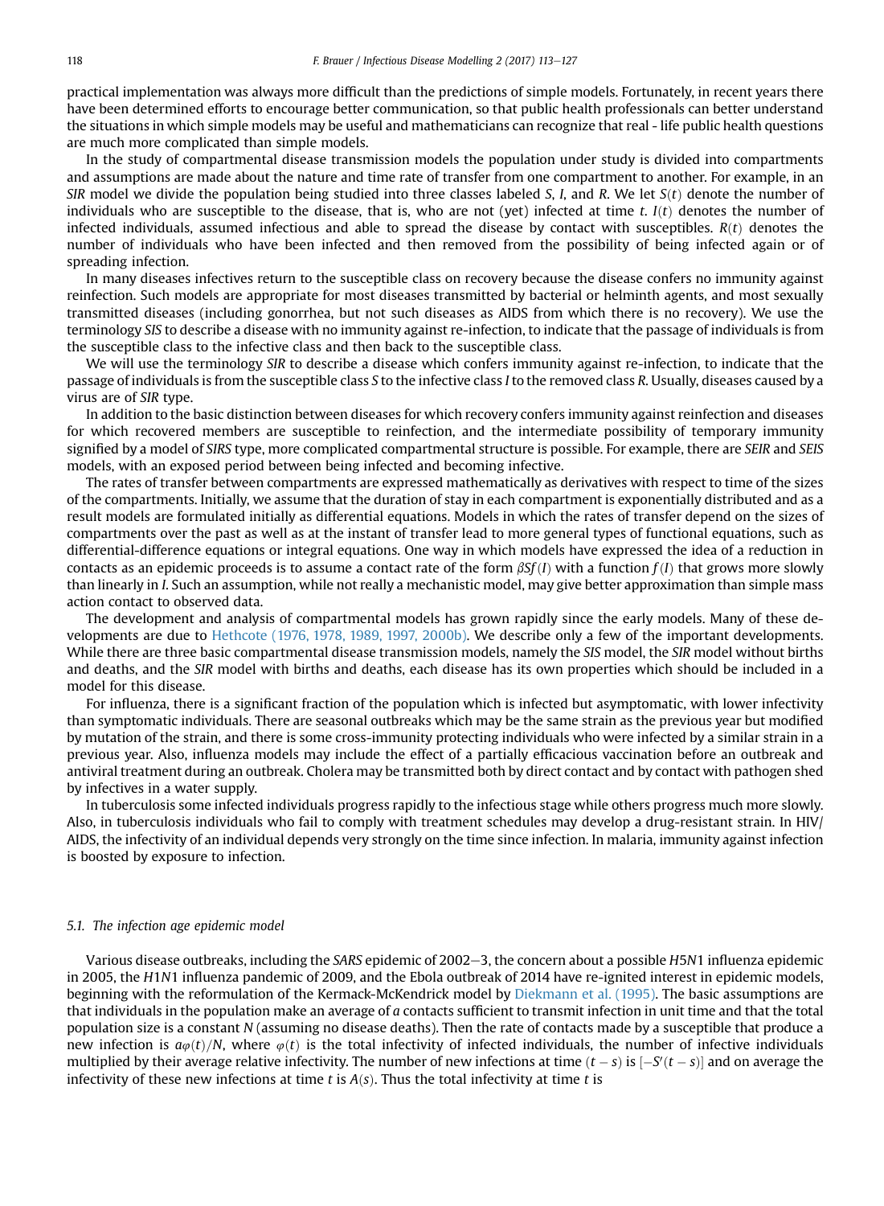practical implementation was always more difficult than the predictions of simple models. Fortunately, in recent years there have been determined efforts to encourage better communication, so that public health professionals can better understand the situations in which simple models may be useful and mathematicians can recognize that real - life public health questions are much more complicated than simple models.

In the study of compartmental disease transmission models the population under study is divided into compartments and assumptions are made about the nature and time rate of transfer from one compartment to another. For example, in an *SIR* model we divide the population being studied into three classes labeled *S*, *I*, and *R*. We let $S(t)$ denote the number of individuals who are susceptible to the disease, that is, who are not (yet) infected at time *t*. $I(t)$ denotes the number of infected individuals, assumed infectious and able to spread the disease by contact with susceptibles. $R(t)$ denotes the number of individuals who have been infected and then removed from the possibility of being infected again or of spreading infection.

In many diseases infectives return to the susceptible class on recovery because the disease confers no immunity against reinfection. Such models are appropriate for most diseases transmitted by bacterial or helminth agents, and most sexually transmitted diseases (including gonorrhea, but not such diseases as AIDS from which there is no recovery). We use the terminology *SIS* to describe a disease with no immunity against re-infection, to indicate that the passage of individuals is from the susceptible class to the infective class and then back to the susceptible class.

We will use the terminology *SIR* to describe a disease which confers immunity against re-infection, to indicate that the passage of individuals is from the susceptible class *S* to the infective class *I* to the removed class *R*. Usually, diseases caused by a virus are of *SIR* type.

In addition to the basic distinction between diseases for which recovery confers immunity against reinfection and diseases for which recovered members are susceptible to reinfection, and the intermediate possibility of temporary immunity signified by a model of *SIRS* type, more complicated compartmental structure is possible. For example, there are *SEIR* and *SEIS* models, with an exposed period between being infected and becoming infective.

The rates of transfer between compartments are expressed mathematically as derivatives with respect to time of the sizes of the compartments. Initially, we assume that the duration of stay in each compartment is exponentially distributed and as a result models are formulated initially as differential equations. Models in which the rates of transfer depend on the sizes of compartments over the past as well as at the instant of transfer lead to more general types of functional equations, such as differential-difference equations or integral equations. One way in which models have expressed the idea of a reduction in contacts as an epidemic proceeds is to assume a contact rate of the form $\beta Sf(I)$ with a function $f(I)$ that grows more slowly than linearly in *I*. Such an assumption, while not really a mechanistic model, may give better approximation than simple mass action contact to observed data.

The development and analysis of compartmental models has grown rapidly since the early models. Many of these developments are due to Hethcote (1976, 1978, 1989, 1997, 2000b). We describe only a few of the important developments. While there are three basic compartmental disease transmission models, namely the *SIS* model, the *SIR* model without births and deaths, and the *SIR* model with births and deaths, each disease has its own properties which should be included in a model for this disease.

For influenza, there is a significant fraction of the population which is infected but asymptomatic, with lower infectivity than symptomatic individuals. There are seasonal outbreaks which may be the same strain as the previous year but modified by mutation of the strain, and there is some cross-immunity protecting individuals who were infected by a similar strain in a previous year. Also, influenza models may include the effect of a partially efficacious vaccination before an outbreak and antiviral treatment during an outbreak. Cholera may be transmitted both by direct contact and by contact with pathogen shed by infectives in a water supply.

In tuberculosis some infected individuals progress rapidly to the infectious stage while others progress much more slowly. Also, in tuberculosis individuals who fail to comply with treatment schedules may develop a drug-resistant strain. In HIV/AIDS, the infectivity of an individual depends very strongly on the time since infection. In malaria, immunity against infection is boosted by exposure to infection.

### 5.1. The infection age epidemic model

Various disease outbreaks, including the *SARS* epidemic of 2002–3, the concern about a possible *H5N1* influenza epidemic in 2005, the *H1N1* influenza pandemic of 2009, and the Ebola outbreak of 2014 have re-ignited interest in epidemic models, beginning with the reformulation of the Kermack-McKendrick model by Diekmann et al. (1995). The basic assumptions are that individuals in the population make an average of *a* contacts sufficient to transmit infection in unit time and that the total population size is a constant *N* (assuming no disease deaths). Then the rate of contacts made by a susceptible that produce a new infection is $a\varphi(t)/N$, where $\varphi(t)$ is the total infectivity of infected individuals, the number of infective individuals multiplied by their average relative infectivity. The number of new infections at time $(t-s)$ is $[-S'(t-s)]$ and on average the infectivity of these new infections at time *t* is $A(s)$. Thus the total infectivity at time *t* is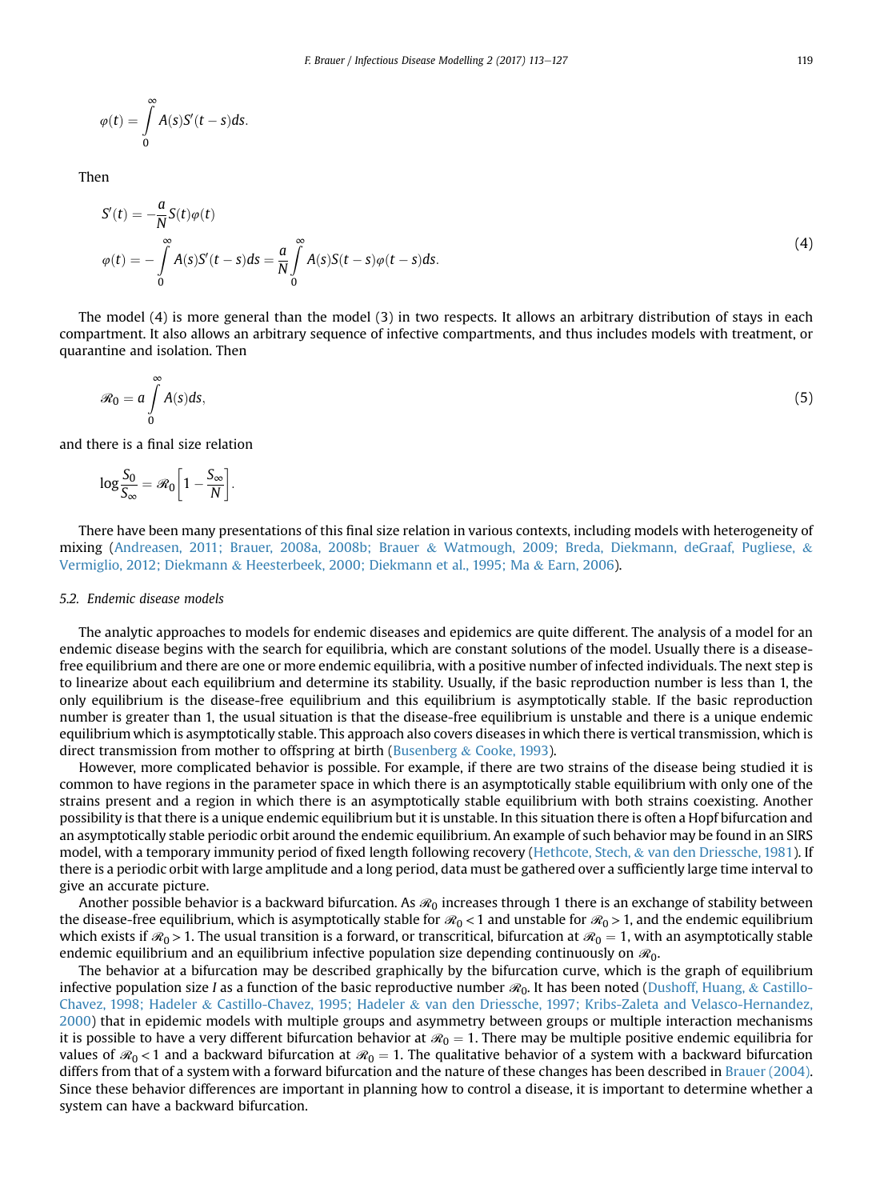$$\varphi(t) = \int_0^\infty A(s)S'(t-s)ds.$$

Then

$$\begin{aligned} S'(t) &= -\frac{a}{N}S(t)\varphi(t) \\ \varphi(t) &= -\int_0^\infty A(s)S'(t-s)ds = \frac{a}{N}\int_0^\infty A(s)S(t-s)\varphi(t-s)ds. \end{aligned} \tag{4}$$

The model (4) is more general than the model (3) in two respects. It allows an arbitrary distribution of stays in each compartment. It also allows an arbitrary sequence of infective compartments, and thus includes models with treatment, or quarantine and isolation. Then

$$\mathscr{R}_0 = a\int_0^\infty A(s)ds, \tag{5}$$

and there is a final size relation

$$\log\frac{S_0}{S_\infty} = \mathscr{R}_0\left[1 - \frac{S_\infty}{N}\right].$$

There have been many presentations of this final size relation in various contexts, including models with heterogeneity of mixing (Andreasen, 2011; Brauer, 2008a, 2008b; Brauer & Watmough, 2009; Breda, Diekmann, deGraaf, Pugliese, & Vermiglio, 2012; Diekmann & Heesterbeek, 2000; Diekmann et al., 1995; Ma & Earn, 2006).

### 5.2. Endemic disease models

The analytic approaches to models for endemic diseases and epidemics are quite different. The analysis of a model for an endemic disease begins with the search for equilibria, which are constant solutions of the model. Usually there is a disease-free equilibrium and there are one or more endemic equilibria, with a positive number of infected individuals. The next step is to linearize about each equilibrium and determine its stability. Usually, if the basic reproduction number is less than 1, the only equilibrium is the disease-free equilibrium and this equilibrium is asymptotically stable. If the basic reproduction number is greater than 1, the usual situation is that the disease-free equilibrium is unstable and there is a unique endemic equilibrium which is asymptotically stable. This approach also covers diseases in which there is vertical transmission, which is direct transmission from mother to offspring at birth (Busenberg & Cooke, 1993).

However, more complicated behavior is possible. For example, if there are two strains of the disease being studied it is common to have regions in the parameter space in which there is an asymptotically stable equilibrium with only one of the strains present and a region in which there is an asymptotically stable equilibrium with both strains coexisting. Another possibility is that there is a unique endemic equilibrium but it is unstable. In this situation there is often a Hopf bifurcation and an asymptotically stable periodic orbit around the endemic equilibrium. An example of such behavior may be found in an SIRS model, with a temporary immunity period of fixed length following recovery (Hethcote, Stech, & van den Driessche, 1981). If there is a periodic orbit with large amplitude and a long period, data must be gathered over a sufficiently large time interval to give an accurate picture.

Another possible behavior is a backward bifurcation. As $\mathscr{R}_0$ increases through 1 there is an exchange of stability between the disease-free equilibrium, which is asymptotically stable for $\mathscr{R}_0 < 1$ and unstable for $\mathscr{R}_0 > 1$, and the endemic equilibrium which exists if $\mathscr{R}_0 > 1$. The usual transition is a forward, or transcritical, bifurcation at $\mathscr{R}_0 = 1$, with an asymptotically stable endemic equilibrium and an equilibrium infective population size depending continuously on $\mathscr{R}_0$.

The behavior at a bifurcation may be described graphically by the bifurcation curve, which is the graph of equilibrium infective population size $I$ as a function of the basic reproductive number $\mathscr{R}_0$. It has been noted (Dushoff, Huang, & Castillo-Chavez, 1998; Hadeler & Castillo-Chavez, 1995; Hadeler & van den Driessche, 1997; Kribs-Zaleta and Velasco-Hernandez, 2000) that in epidemic models with multiple groups and asymmetry between groups or multiple interaction mechanisms it is possible to have a very different bifurcation behavior at $\mathscr{R}_0 = 1$. There may be multiple positive endemic equilibria for values of $\mathscr{R}_0 < 1$ and a backward bifurcation at $\mathscr{R}_0 = 1$. The qualitative behavior of a system with a backward bifurcation differs from that of a system with a forward bifurcation and the nature of these changes has been described in Brauer (2004). Since these behavior differences are important in planning how to control a disease, it is important to determine whether a system can have a backward bifurcation.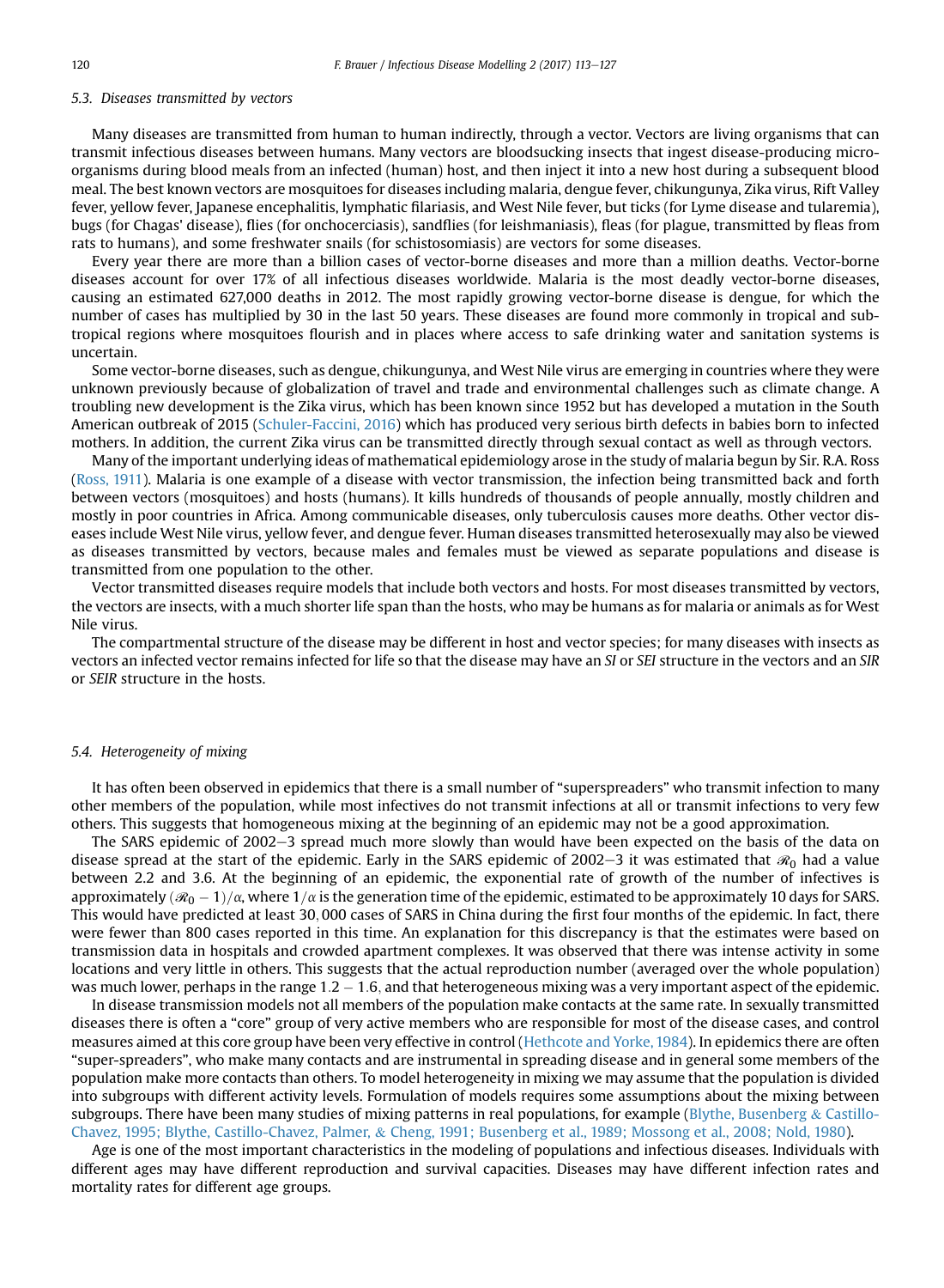### 5.3. Diseases transmitted by vectors

Many diseases are transmitted from human to human indirectly, through a vector. Vectors are living organisms that can transmit infectious diseases between humans. Many vectors are bloodsucking insects that ingest disease-producing microorganisms during blood meals from an infected (human) host, and then inject it into a new host during a subsequent blood meal. The best known vectors are mosquitoes for diseases including malaria, dengue fever, chikungunya, Zika virus, Rift Valley fever, yellow fever, Japanese encephalitis, lymphatic filariasis, and West Nile fever, but ticks (for Lyme disease and tularemia), bugs (for Chagas' disease), flies (for onchocerciasis), sandflies (for leishmaniasis), fleas (for plague, transmitted by fleas from rats to humans), and some freshwater snails (for schistosomiasis) are vectors for some diseases.

Every year there are more than a billion cases of vector-borne diseases and more than a million deaths. Vector-borne diseases account for over 17% of all infectious diseases worldwide. Malaria is the most deadly vector-borne diseases, causing an estimated 627,000 deaths in 2012. The most rapidly growing vector-borne disease is dengue, for which the number of cases has multiplied by 30 in the last 50 years. These diseases are found more commonly in tropical and subtropical regions where mosquitoes flourish and in places where access to safe drinking water and sanitation systems is uncertain.

Some vector-borne diseases, such as dengue, chikungunya, and West Nile virus are emerging in countries where they were unknown previously because of globalization of travel and trade and environmental challenges such as climate change. A troubling new development is the Zika virus, which has been known since 1952 but has developed a mutation in the South American outbreak of 2015 (Schuler-Faccini, 2016) which has produced very serious birth defects in babies born to infected mothers. In addition, the current Zika virus can be transmitted directly through sexual contact as well as through vectors.

Many of the important underlying ideas of mathematical epidemiology arose in the study of malaria begun by Sir. R.A. Ross (Ross, 1911). Malaria is one example of a disease with vector transmission, the infection being transmitted back and forth between vectors (mosquitoes) and hosts (humans). It kills hundreds of thousands of people annually, mostly children and mostly in poor countries in Africa. Among communicable diseases, only tuberculosis causes more deaths. Other vector diseases include West Nile virus, yellow fever, and dengue fever. Human diseases transmitted heterosexually may also be viewed as diseases transmitted by vectors, because males and females must be viewed as separate populations and disease is transmitted from one population to the other.

Vector transmitted diseases require models that include both vectors and hosts. For most diseases transmitted by vectors, the vectors are insects, with a much shorter life span than the hosts, who may be humans as for malaria or animals as for West Nile virus.

The compartmental structure of the disease may be different in host and vector species; for many diseases with insects as vectors an infected vector remains infected for life so that the disease may have an *SI* or *SEI* structure in the vectors and an *SIR* or *SEIR* structure in the hosts.

### 5.4. Heterogeneity of mixing

It has often been observed in epidemics that there is a small number of "superspreaders" who transmit infection to many other members of the population, while most infectives do not transmit infections at all or transmit infections to very few others. This suggests that homogeneous mixing at the beginning of an epidemic may not be a good approximation.

The SARS epidemic of 2002–3 spread much more slowly than would have been expected on the basis of the data on disease spread at the start of the epidemic. Early in the SARS epidemic of 2002–3 it was estimated that $\mathscr{R}_0$ had a value between 2.2 and 3.6. At the beginning of an epidemic, the exponential rate of growth of the number of infectives is approximately $(\mathscr{R}_0 - 1)/\alpha$, where $1/\alpha$ is the generation time of the epidemic, estimated to be approximately 10 days for SARS. This would have predicted at least 30,000 cases of SARS in China during the first four months of the epidemic. In fact, there were fewer than 800 cases reported in this time. An explanation for this discrepancy is that the estimates were based on transmission data in hospitals and crowded apartment complexes. It was observed that there was intense activity in some locations and very little in others. This suggests that the actual reproduction number (averaged over the whole population) was much lower, perhaps in the range $1.2 - 1.6$, and that heterogeneous mixing was a very important aspect of the epidemic.

In disease transmission models not all members of the population make contacts at the same rate. In sexually transmitted diseases there is often a "core" group of very active members who are responsible for most of the disease cases, and control measures aimed at this core group have been very effective in control (Hethcote and Yorke, 1984). In epidemics there are often "super-spreaders", who make many contacts and are instrumental in spreading disease and in general some members of the population make more contacts than others. To model heterogeneity in mixing we may assume that the population is divided into subgroups with different activity levels. Formulation of models requires some assumptions about the mixing between subgroups. There have been many studies of mixing patterns in real populations, for example (Blythe, Busenberg & Castillo-Chavez, 1995; Blythe, Castillo-Chavez, Palmer, & Cheng, 1991; Busenberg et al., 1989; Mossong et al., 2008; Nold, 1980).

Age is one of the most important characteristics in the modeling of populations and infectious diseases. Individuals with different ages may have different reproduction and survival capacities. Diseases may have different infection rates and mortality rates for different age groups.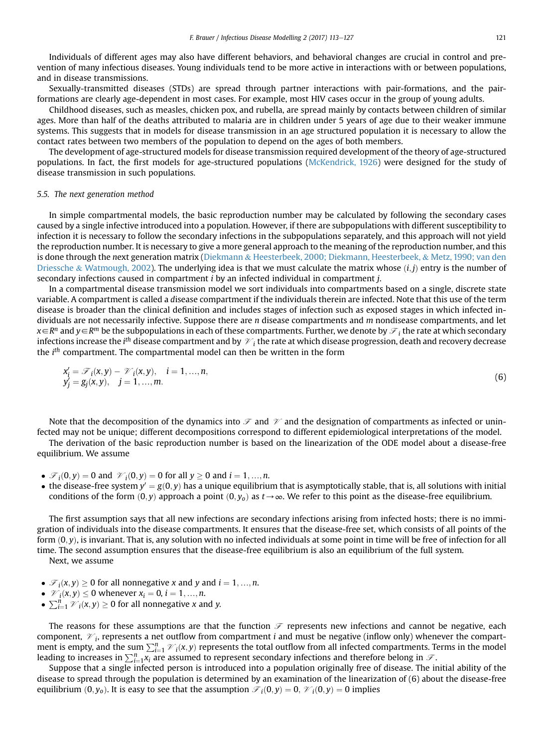Individuals of different ages may also have different behaviors, and behavioral changes are crucial in control and prevention of many infectious diseases. Young individuals tend to be more active in interactions with or between populations, and in disease transmissions.

Sexually-transmitted diseases (STDs) are spread through partner interactions with pair-formations, and the pair-formations are clearly age-dependent in most cases. For example, most HIV cases occur in the group of young adults.

Childhood diseases, such as measles, chicken pox, and rubella, are spread mainly by contacts between children of similar ages. More than half of the deaths attributed to malaria are in children under 5 years of age due to their weaker immune systems. This suggests that in models for disease transmission in an age structured population it is necessary to allow the contact rates between two members of the population to depend on the ages of both members.

The development of age-structured models for disease transmission required development of the theory of age-structured populations. In fact, the first models for age-structured populations (McKendrick, 1926) were designed for the study of disease transmission in such populations.

### 5.5. The next generation method

In simple compartmental models, the basic reproduction number may be calculated by following the secondary cases caused by a single infective introduced into a population. However, if there are subpopulations with different susceptibility to infection it is necessary to follow the secondary infections in the subpopulations separately, and this approach will not yield the reproduction number. It is necessary to give a more general approach to the meaning of the reproduction number, and this is done through the *n*ext generation matrix (Diekmann & Heesterbeek, 2000; Diekmann, Heesterbeek, & Metz, 1990; van den Driessche & Watmough, 2002). The underlying idea is that we must calculate the matrix whose $(i,j)$ entry is the number of secondary infections caused in compartment $i$ by an infected individual in compartment $j$.

In a compartmental disease transmission model we sort individuals into compartments based on a single, discrete state variable. A compartment is called a *d*isease compartment if the individuals therein are infected. Note that this use of the term disease is broader than the clinical definition and includes stages of infection such as exposed stages in which infected individuals are not necessarily infective. Suppose there are $n$ disease compartments and $m$ nondisease compartments, and let $x \in R^n$ and $y \in R^m$ be the subpopulations in each of these compartments. Further, we denote by $\mathscr{F}_i$ the rate at which secondary infections increase the $i^{th}$ disease compartment and by $\mathscr{V}_i$ the rate at which disease progression, death and recovery decrease the $i^{th}$ compartment. The compartmental model can then be written in the form

$$
\begin{aligned}
x_i' &= \mathscr{F}_i(x,y) - \mathscr{V}_i(x,y), \quad i = 1,\ldots,n, \\
y_j' &= g_j(x,y), \quad j = 1,\ldots,m.
\end{aligned}
\tag{6}
$$

Note that the decomposition of the dynamics into $\mathscr{F}$ and $\mathscr{V}$ and the designation of compartments as infected or uninfected may not be unique; different decompositions correspond to different epidemiological interpretations of the model.

The derivation of the basic reproduction number is based on the linearization of the ODE model about a disease-free equilibrium. We assume

- $\mathscr{F}_i(0,y) = 0$ and $\mathscr{V}_i(0,y) = 0$ for all $y \geq 0$ and $i = 1,\ldots,n$.
- the disease-free system $y' = g(0,y)$ has a unique equilibrium that is asymptotically stable, that is, all solutions with initial conditions of the form $(0,y)$ approach a point $(0,y_o)$ as $t \to \infty$. We refer to this point as the disease-free equilibrium.

The first assumption says that all new infections are secondary infections arising from infected hosts; there is no immigration of individuals into the disease compartments. It ensures that the disease-free set, which consists of all points of the form $(0,y)$, is invariant. That is, any solution with no infected individuals at some point in time will be free of infection for all time. The second assumption ensures that the disease-free equilibrium is also an equilibrium of the full system.

Next, we assume

- $\mathscr{F}_i(x,y) \geq 0$ for all nonnegative $x$ and $y$ and $i = 1,\ldots,n$.
- $\mathscr{V}_i(x,y) \leq 0$ whenever $x_i = 0$, $i = 1,\ldots,n$.
- $\sum_{i=1}^{n} \mathscr{V}_i(x,y) \geq 0$ for all nonnegative $x$ and $y$.

The reasons for these assumptions are that the function $\mathscr{F}$ represents new infections and cannot be negative, each component, $\mathscr{V}_i$, represents a net outflow from compartment $i$ and must be negative (inflow only) whenever the compartment is empty, and the sum $\sum_{i=1}^{n} \mathscr{V}_i(x,y)$ represents the total outflow from all infected compartments. Terms in the model leading to increases in $\sum_{i=1}^{n} x_i$ are assumed to represent secondary infections and therefore belong in $\mathscr{F}$.

Suppose that a single infected person is introduced into a population originally free of disease. The initial ability of the disease to spread through the population is determined by an examination of the linearization of (6) about the disease-free equilibrium $(0,y_o)$. It is easy to see that the assumption $\mathscr{F}_i(0,y) = 0$, $\mathscr{V}_i(0,y) = 0$ implies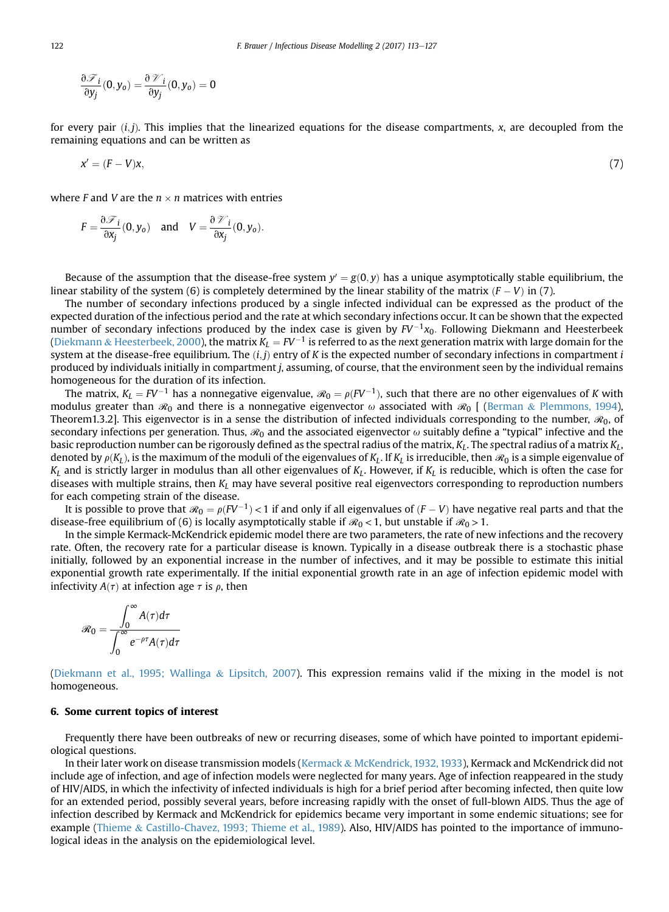$$\frac{\partial \mathscr{F}_i}{\partial y_j}(0, y_o) = \frac{\partial \mathscr{V}_i}{\partial y_j}(0, y_o) = 0$$

for every pair $(i, j)$. This implies that the linearized equations for the disease compartments, $x$, are decoupled from the remaining equations and can be written as

$$x' = (F - V)x, \tag{7}$$

where $F$ and $V$ are the $n \times n$ matrices with entries

$$F = \frac{\partial \mathscr{F}_i}{\partial x_j}(0, y_o) \quad \text{and} \quad V = \frac{\partial \mathscr{V}_i}{\partial x_j}(0, y_o).$$

Because of the assumption that the disease-free system $y' = g(0, y)$ has a unique asymptotically stable equilibrium, the linear stability of the system (6) is completely determined by the linear stability of the matrix $(F - V)$ in (7).

The number of secondary infections produced by a single infected individual can be expressed as the product of the expected duration of the infectious period and the rate at which secondary infections occur. It can be shown that the expected number of secondary infections produced by the index case is given by $FV^{-1}x_0$. Following Diekmann and Heesterbeek (Diekmann & Heesterbeek, 2000), the matrix $K_L = FV^{-1}$ is referred to as the *n*ext generation matrix with large domain for the system at the disease-free equilibrium. The $(i, j)$ entry of $K$ is the expected number of secondary infections in compartment $i$ produced by individuals initially in compartment $j$, assuming, of course, that the environment seen by the individual remains homogeneous for the duration of its infection.

The matrix, $K_L = FV^{-1}$ has a nonnegative eigenvalue, $\mathscr{R}_0 = \rho(FV^{-1})$, such that there are no other eigenvalues of $K$ with modulus greater than $\mathscr{R}_0$ and there is a nonnegative eigenvector $\omega$ associated with $\mathscr{R}_0$ [ (Berman & Plemmons, 1994), Theorem1.3.2]. This eigenvector is in a sense the distribution of infected individuals corresponding to the number, $\mathscr{R}_0$, of secondary infections per generation. Thus, $\mathscr{R}_0$ and the associated eigenvector $\omega$ suitably define a "typical" infective and the basic reproduction number can be rigorously defined as the spectral radius of the matrix, $K_L$. The *s*pectral radius of a matrix $K_L$, denoted by $\rho(K_L)$, is the maximum of the moduli of the eigenvalues of $K_L$. If $K_L$ is irreducible, then $\mathscr{R}_0$ is a simple eigenvalue of $K_L$ and is strictly larger in modulus than all other eigenvalues of $K_L$. However, if $K_L$ is reducible, which is often the case for diseases with multiple strains, then $K_L$ may have several positive real eigenvectors corresponding to reproduction numbers for each competing strain of the disease.

It is possible to prove that $\mathscr{R}_0 = \rho(FV^{-1}) < 1$ if and only if all eigenvalues of $(F - V)$ have negative real parts and that the disease-free equilibrium of (6) is locally asymptotically stable if $\mathscr{R}_0 < 1$, but unstable if $\mathscr{R}_0 > 1$.

In the simple Kermack-McKendrick epidemic model there are two parameters, the rate of new infections and the recovery rate. Often, the recovery rate for a particular disease is known. Typically in a disease outbreak there is a stochastic phase initially, followed by an exponential increase in the number of infectives, and it may be possible to estimate this initial exponential growth rate experimentally. If the initial exponential growth rate in an age of infection epidemic model with infectivity $A(\tau)$ at infection age $\tau$ is $\rho$, then

$$\mathscr{R}_0 = \frac{\int_0^\infty A(\tau)d\tau}{\int_0^\infty e^{-\rho\tau}A(\tau)d\tau}$$

(Diekmann et al., 1995; Wallinga & Lipsitch, 2007). This expression remains valid if the mixing in the model is not homogeneous.

## 6. Some current topics of interest

Frequently there have been outbreaks of new or recurring diseases, some of which have pointed to important epidemiological questions.

In their later work on disease transmission models (Kermack & McKendrick, 1932, 1933), Kermack and McKendrick did not include age of infection, and age of infection models were neglected for many years. Age of infection reappeared in the study of HIV/AIDS, in which the infectivity of infected individuals is high for a brief period after becoming infected, then quite low for an extended period, possibly several years, before increasing rapidly with the onset of full-blown AIDS. Thus the age of infection described by Kermack and McKendrick for epidemics became very important in some endemic situations; see for example (Thieme & Castillo-Chavez, 1993; Thieme et al., 1989). Also, HIV/AIDS has pointed to the importance of immunological ideas in the analysis on the epidemiological level.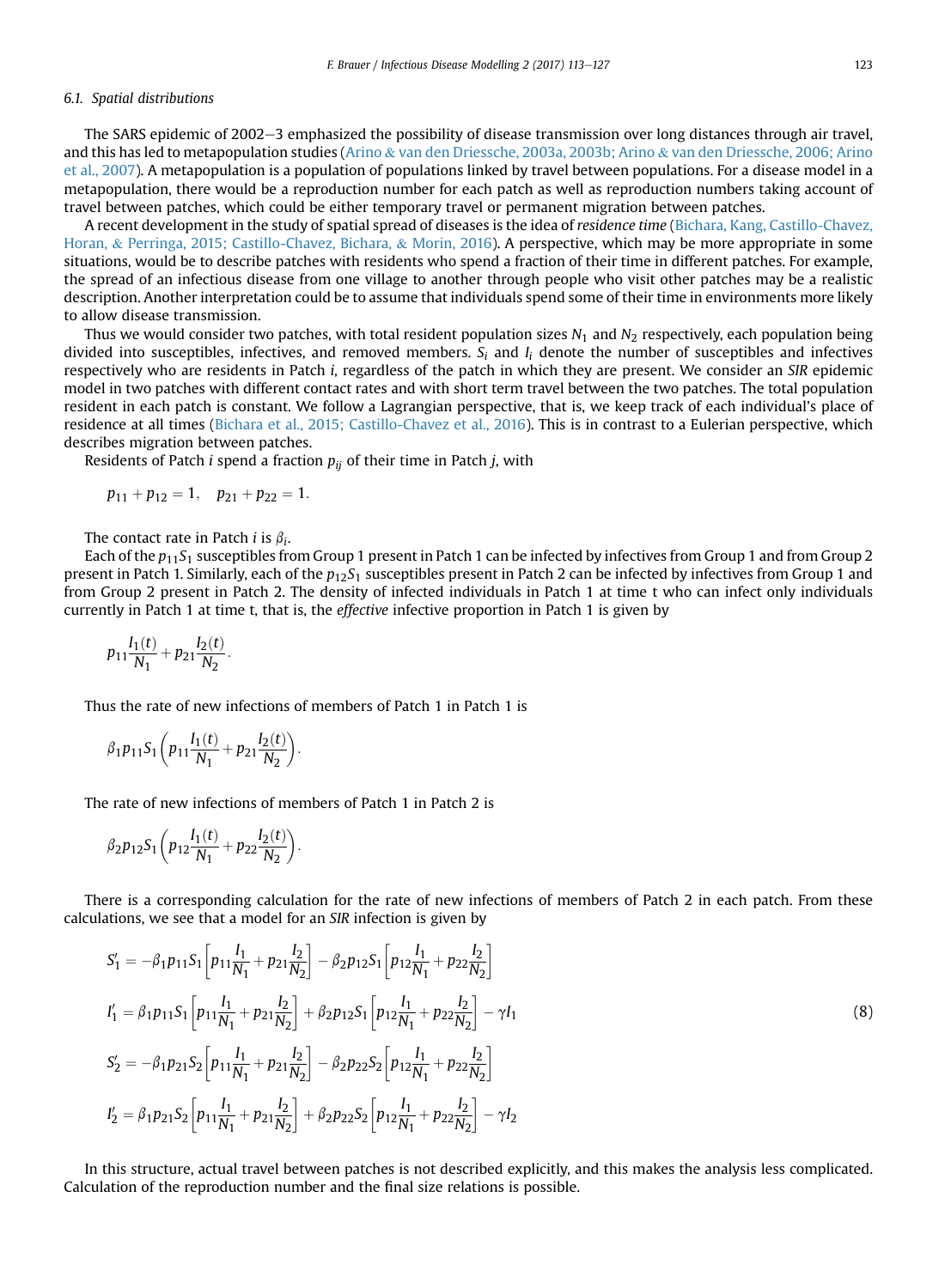### 6.1. Spatial distributions

The SARS epidemic of 2002–3 emphasized the possibility of disease transmission over long distances through air travel, and this has led to metapopulation studies (Arino & van den Driessche, 2003a, 2003b; Arino & van den Driessche, 2006; Arino et al., 2007). A metapopulation is a population of populations linked by travel between populations. For a disease model in a metapopulation, there would be a reproduction number for each patch as well as reproduction numbers taking account of travel between patches, which could be either temporary travel or permanent migration between patches.

A recent development in the study of spatial spread of diseases is the idea of *residence time* (Bichara, Kang, Castillo-Chavez, Horan, & Perringa, 2015; Castillo-Chavez, Bichara, & Morin, 2016). A perspective, which may be more appropriate in some situations, would be to describe patches with residents who spend a fraction of their time in different patches. For example, the spread of an infectious disease from one village to another through people who visit other patches may be a realistic description. Another interpretation could be to assume that individuals spend some of their time in environments more likely to allow disease transmission.

Thus we would consider two patches, with total resident population sizes $N_1$ and $N_2$ respectively, each population being divided into susceptibles, infectives, and removed members. $S_i$ and $I_i$ denote the number of susceptibles and infectives respectively who are residents in Patch $i$, regardless of the patch in which they are present. We consider an *SIR* epidemic model in two patches with different contact rates and with short term travel between the two patches. The total population resident in each patch is constant. We follow a Lagrangian perspective, that is, we keep track of each individual's place of residence at all times (Bichara et al., 2015; Castillo-Chavez et al., 2016). This is in contrast to a Eulerian perspective, which describes migration between patches.

Residents of Patch $i$ spend a fraction $p_{ij}$ of their time in Patch $j$, with

$$p_{11} + p_{12} = 1, \quad p_{21} + p_{22} = 1.$$

The contact rate in Patch $i$ is $\beta_i$.

Each of the $p_{11}S_1$ susceptibles from Group 1 present in Patch 1 can be infected by infectives from Group 1 and from Group 2 present in Patch 1. Similarly, each of the $p_{12}S_1$ susceptibles present in Patch 2 can be infected by infectives from Group 1 and from Group 2 present in Patch 2. The density of infected individuals in Patch 1 at time t who can infect only individuals currently in Patch 1 at time t, that is, the *effective* infective proportion in Patch 1 is given by

$$p_{11}\frac{I_1(t)}{N_1} + p_{21}\frac{I_2(t)}{N_2}.$$

Thus the rate of new infections of members of Patch 1 in Patch 1 is

$$\beta_1 p_{11} S_1 \left( p_{11}\frac{I_1(t)}{N_1} + p_{21}\frac{I_2(t)}{N_2} \right).$$

The rate of new infections of members of Patch 1 in Patch 2 is

$$\beta_2 p_{12} S_1 \left( p_{12}\frac{I_1(t)}{N_1} + p_{22}\frac{I_2(t)}{N_2} \right).$$

There is a corresponding calculation for the rate of new infections of members of Patch 2 in each patch. From these calculations, we see that a model for an *SIR* infection is given by

$$\begin{aligned}
S_1' &= -\beta_1 p_{11} S_1 \left[ p_{11}\frac{I_1}{N_1} + p_{21}\frac{I_2}{N_2} \right] - \beta_2 p_{12} S_1 \left[ p_{12}\frac{I_1}{N_1} + p_{22}\frac{I_2}{N_2} \right] \\
I_1' &= \beta_1 p_{11} S_1 \left[ p_{11}\frac{I_1}{N_1} + p_{21}\frac{I_2}{N_2} \right] + \beta_2 p_{12} S_1 \left[ p_{12}\frac{I_1}{N_1} + p_{22}\frac{I_2}{N_2} \right] - \gamma I_1 \\
S_2' &= -\beta_1 p_{21} S_2 \left[ p_{11}\frac{I_1}{N_1} + p_{21}\frac{I_2}{N_2} \right] - \beta_2 p_{22} S_2 \left[ p_{12}\frac{I_1}{N_1} + p_{22}\frac{I_2}{N_2} \right] \\
I_2' &= \beta_1 p_{21} S_2 \left[ p_{11}\frac{I_1}{N_1} + p_{21}\frac{I_2}{N_2} \right] + \beta_2 p_{22} S_2 \left[ p_{12}\frac{I_1}{N_1} + p_{22}\frac{I_2}{N_2} \right] - \gamma I_2
\end{aligned} \tag{8}$$

In this structure, actual travel between patches is not described explicitly, and this makes the analysis less complicated. Calculation of the reproduction number and the final size relations is possible.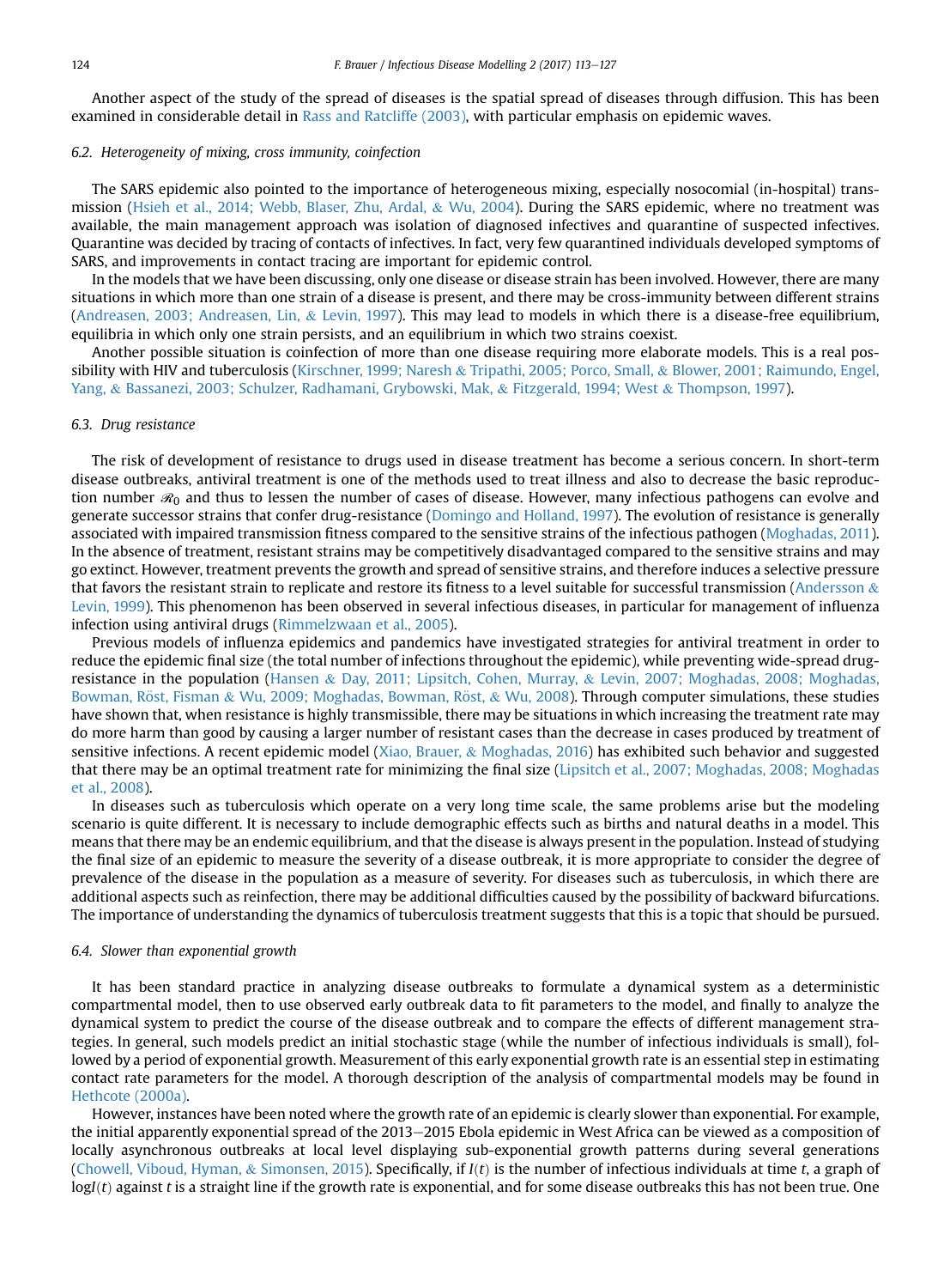Another aspect of the study of the spread of diseases is the spatial spread of diseases through diffusion. This has been examined in considerable detail in Rass and Ratcliffe (2003), with particular emphasis on epidemic waves.

### 6.2. Heterogeneity of mixing, cross immunity, coinfection

The SARS epidemic also pointed to the importance of heterogeneous mixing, especially nosocomial (in-hospital) transmission (Hsieh et al., 2014; Webb, Blaser, Zhu, Ardal, & Wu, 2004). During the SARS epidemic, where no treatment was available, the main management approach was isolation of diagnosed infectives and quarantine of suspected infectives. Quarantine was decided by tracing of contacts of infectives. In fact, very few quarantined individuals developed symptoms of SARS, and improvements in contact tracing are important for epidemic control.

In the models that we have been discussing, only one disease or disease strain has been involved. However, there are many situations in which more than one strain of a disease is present, and there may be cross-immunity between different strains (Andreasen, 2003; Andreasen, Lin, & Levin, 1997). This may lead to models in which there is a disease-free equilibrium, equilibria in which only one strain persists, and an equilibrium in which two strains coexist.

Another possible situation is coinfection of more than one disease requiring more elaborate models. This is a real possibility with HIV and tuberculosis (Kirschner, 1999; Naresh & Tripathi, 2005; Porco, Small, & Blower, 2001; Raimundo, Engel, Yang, & Bassanezi, 2003; Schulzer, Radhamani, Grybowski, Mak, & Fitzgerald, 1994; West & Thompson, 1997).

### 6.3. Drug resistance

The risk of development of resistance to drugs used in disease treatment has become a serious concern. In short-term disease outbreaks, antiviral treatment is one of the methods used to treat illness and also to decrease the basic reproduction number $\mathscr{R}_0$ and thus to lessen the number of cases of disease. However, many infectious pathogens can evolve and generate successor strains that confer drug-resistance (Domingo and Holland, 1997). The evolution of resistance is generally associated with impaired transmission fitness compared to the sensitive strains of the infectious pathogen (Moghadas, 2011). In the absence of treatment, resistant strains may be competitively disadvantaged compared to the sensitive strains and may go extinct. However, treatment prevents the growth and spread of sensitive strains, and therefore induces a selective pressure that favors the resistant strain to replicate and restore its fitness to a level suitable for successful transmission (Andersson & Levin, 1999). This phenomenon has been observed in several infectious diseases, in particular for management of influenza infection using antiviral drugs (Rimmelzwaan et al., 2005).

Previous models of influenza epidemics and pandemics have investigated strategies for antiviral treatment in order to reduce the epidemic final size (the total number of infections throughout the epidemic), while preventing wide-spread drug-resistance in the population (Hansen & Day, 2011; Lipsitch, Cohen, Murray, & Levin, 2007; Moghadas, 2008; Moghadas, Bowman, Röst, Fisman & Wu, 2009; Moghadas, Bowman, Röst, & Wu, 2008). Through computer simulations, these studies have shown that, when resistance is highly transmissible, there may be situations in which increasing the treatment rate may do more harm than good by causing a larger number of resistant cases than the decrease in cases produced by treatment of sensitive infections. A recent epidemic model (Xiao, Brauer, & Moghadas, 2016) has exhibited such behavior and suggested that there may be an optimal treatment rate for minimizing the final size (Lipsitch et al., 2007; Moghadas, 2008; Moghadas et al., 2008).

In diseases such as tuberculosis which operate on a very long time scale, the same problems arise but the modeling scenario is quite different. It is necessary to include demographic effects such as births and natural deaths in a model. This means that there may be an endemic equilibrium, and that the disease is always present in the population. Instead of studying the final size of an epidemic to measure the severity of a disease outbreak, it is more appropriate to consider the degree of prevalence of the disease in the population as a measure of severity. For diseases such as tuberculosis, in which there are additional aspects such as reinfection, there may be additional difficulties caused by the possibility of backward bifurcations. The importance of understanding the dynamics of tuberculosis treatment suggests that this is a topic that should be pursued.

### 6.4. Slower than exponential growth

It has been standard practice in analyzing disease outbreaks to formulate a dynamical system as a deterministic compartmental model, then to use observed early outbreak data to fit parameters to the model, and finally to analyze the dynamical system to predict the course of the disease outbreak and to compare the effects of different management strategies. In general, such models predict an initial stochastic stage (while the number of infectious individuals is small), followed by a period of exponential growth. Measurement of this early exponential growth rate is an essential step in estimating contact rate parameters for the model. A thorough description of the analysis of compartmental models may be found in Hethcote (2000a).

However, instances have been noted where the growth rate of an epidemic is clearly slower than exponential. For example, the initial apparently exponential spread of the 2013–2015 Ebola epidemic in West Africa can be viewed as a composition of locally asynchronous outbreaks at local level displaying sub-exponential growth patterns during several generations (Chowell, Viboud, Hyman, & Simonsen, 2015). Specifically, if $I(t)$ is the number of infectious individuals at time $t$, a graph of $\log I(t)$ against $t$ is a straight line if the growth rate is exponential, and for some disease outbreaks this has not been true. One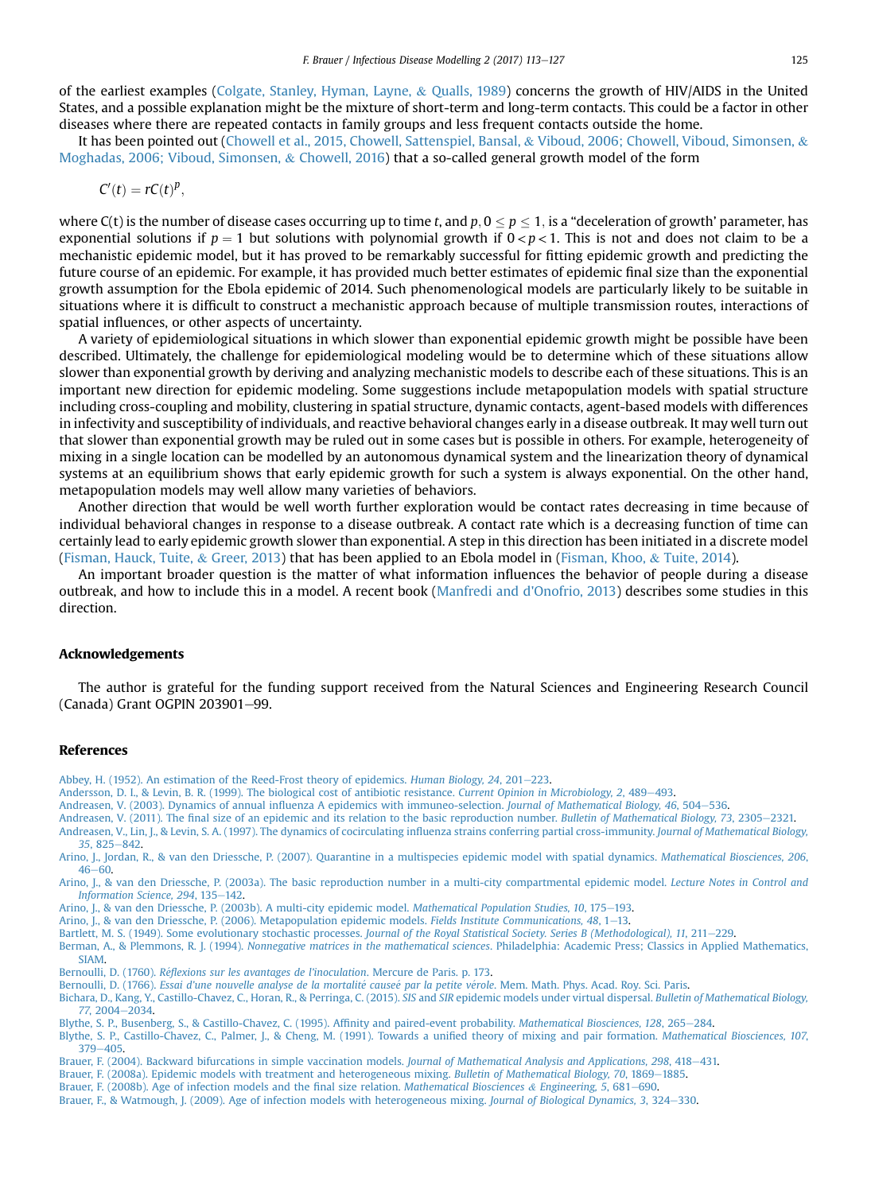of the earliest examples (Colgate, Stanley, Hyman, Layne, & Qualls, 1989) concerns the growth of HIV/AIDS in the United States, and a possible explanation might be the mixture of short-term and long-term contacts. This could be a factor in other diseases where there are repeated contacts in family groups and less frequent contacts outside the home.

It has been pointed out (Chowell et al., 2015, Chowell, Sattenspiel, Bansal, & Viboud, 2006; Chowell, Viboud, Simonsen, & Moghadas, 2006; Viboud, Simonsen, & Chowell, 2016) that a so-called general growth model of the form

$$C'(t) = rC(t)^p,$$

where C(t) is the number of disease cases occurring up to time $t$, and $p, 0 \leq p \leq 1$, is a "deceleration of growth' parameter, has exponential solutions if $p = 1$ but solutions with polynomial growth if $0 < p < 1$. This is not and does not claim to be a mechanistic epidemic model, but it has proved to be remarkably successful for fitting epidemic growth and predicting the future course of an epidemic. For example, it has provided much better estimates of epidemic final size than the exponential growth assumption for the Ebola epidemic of 2014. Such phenomenological models are particularly likely to be suitable in situations where it is difficult to construct a mechanistic approach because of multiple transmission routes, interactions of spatial influences, or other aspects of uncertainty.

A variety of epidemiological situations in which slower than exponential epidemic growth might be possible have been described. Ultimately, the challenge for epidemiological modeling would be to determine which of these situations allow slower than exponential growth by deriving and analyzing mechanistic models to describe each of these situations. This is an important new direction for epidemic modeling. Some suggestions include metapopulation models with spatial structure including cross-coupling and mobility, clustering in spatial structure, dynamic contacts, agent-based models with differences in infectivity and susceptibility of individuals, and reactive behavioral changes early in a disease outbreak. It may well turn out that slower than exponential growth may be ruled out in some cases but is possible in others. For example, heterogeneity of mixing in a single location can be modelled by an autonomous dynamical system and the linearization theory of dynamical systems at an equilibrium shows that early epidemic growth for such a system is always exponential. On the other hand, metapopulation models may well allow many varieties of behaviors.

Another direction that would be well worth further exploration would be contact rates decreasing in time because of individual behavioral changes in response to a disease outbreak. A contact rate which is a decreasing function of time can certainly lead to early epidemic growth slower than exponential. A step in this direction has been initiated in a discrete model (Fisman, Hauck, Tuite, & Greer, 2013) that has been applied to an Ebola model in (Fisman, Khoo, & Tuite, 2014).

An important broader question is the matter of what information influences the behavior of people during a disease outbreak, and how to include this in a model. A recent book (Manfredi and d'Onofrio, 2013) describes some studies in this direction.

## Acknowledgements

The author is grateful for the funding support received from the Natural Sciences and Engineering Research Council (Canada) Grant OGPIN 203901–99.

## References

Abbey, H. (1952). An estimation of the Reed-Frost theory of epidemics. *Human Biology, 24*, 201–223.

Andersson, D. I., & Levin, B. R. (1999). The biological cost of antibiotic resistance. *Current Opinion in Microbiology, 2*, 489–493.

Andreasen, V. (2003). Dynamics of annual influenza A epidemics with immuneo-selection. *Journal of Mathematical Biology, 46*, 504–536.

Andreasen, V. (2011). The final size of an epidemic and its relation to the basic reproduction number. *Bulletin of Mathematical Biology, 73*, 2305–2321.

Andreasen, V., Lin, J., & Levin, S. A. (1997). The dynamics of cocirculating influenza strains conferring partial cross-immunity. *Journal of Mathematical Biology, 35*, 825–842.

Arino, J., Jordan, R., & van den Driessche, P. (2007). Quarantine in a multispecies epidemic model with spatial dynamics. *Mathematical Biosciences, 206*, 46–60.

Arino, J., & van den Driessche, P. (2003a). The basic reproduction number in a multi-city compartmental epidemic model. *Lecture Notes in Control and Information Science, 294*, 135–142.

Arino, J., & van den Driessche, P. (2003b). A multi-city epidemic model. *Mathematical Population Studies, 10*, 175–193.

Arino, J., & van den Driessche, P. (2006). Metapopulation epidemic models. *Fields Institute Communications, 48*, 1–13.

Bartlett, M. S. (1949). Some evolutionary stochastic processes. *Journal of the Royal Statistical Society. Series B (Methodological), 11*, 211–229.

Berman, A., & Plemmons, R. J. (1994). *Nonnegative matrices in the mathematical sciences*. Philadelphia: Academic Press; Classics in Applied Mathematics, SIAM.

Bernoulli, D. (1760). *Réflexions sur les avantages de l'inoculation*. Mercure de Paris. p. 173.

Bernoulli, D. (1766). *Essai d'une nouvelle analyse de la mortalité causeé par la petite vérole*. Mem. Math. Phys. Acad. Roy. Sci. Paris.

Bichara, D., Kang, Y., Castillo-Chavez, C., Horan, R., & Perringa, C. (2015). *SIS* and *SIR* epidemic models under virtual dispersal. *Bulletin of Mathematical Biology, 77*, 2004–2034.

Blythe, S. P., Busenberg, S., & Castillo-Chavez, C. (1995). Affinity and paired-event probability. *Mathematical Biosciences, 128*, 265–284.

Blythe, S. P., Castillo-Chavez, C., Palmer, J., & Cheng, M. (1991). Towards a unified theory of mixing and pair formation. *Mathematical Biosciences, 107*, 379–405.

Brauer, F. (2004). Backward bifurcations in simple vaccination models. *Journal of Mathematical Analysis and Applications, 298*, 418–431.

Brauer, F. (2008a). Epidemic models with treatment and heterogeneous mixing. *Bulletin of Mathematical Biology, 70*, 1869–1885.

Brauer, F. (2008b). Age of infection models and the final size relation. *Mathematical Biosciences & Engineering, 5*, 681–690.

Brauer, F., & Watmough, J. (2009). Age of infection models with heterogeneous mixing. *Journal of Biological Dynamics, 3*, 324–330.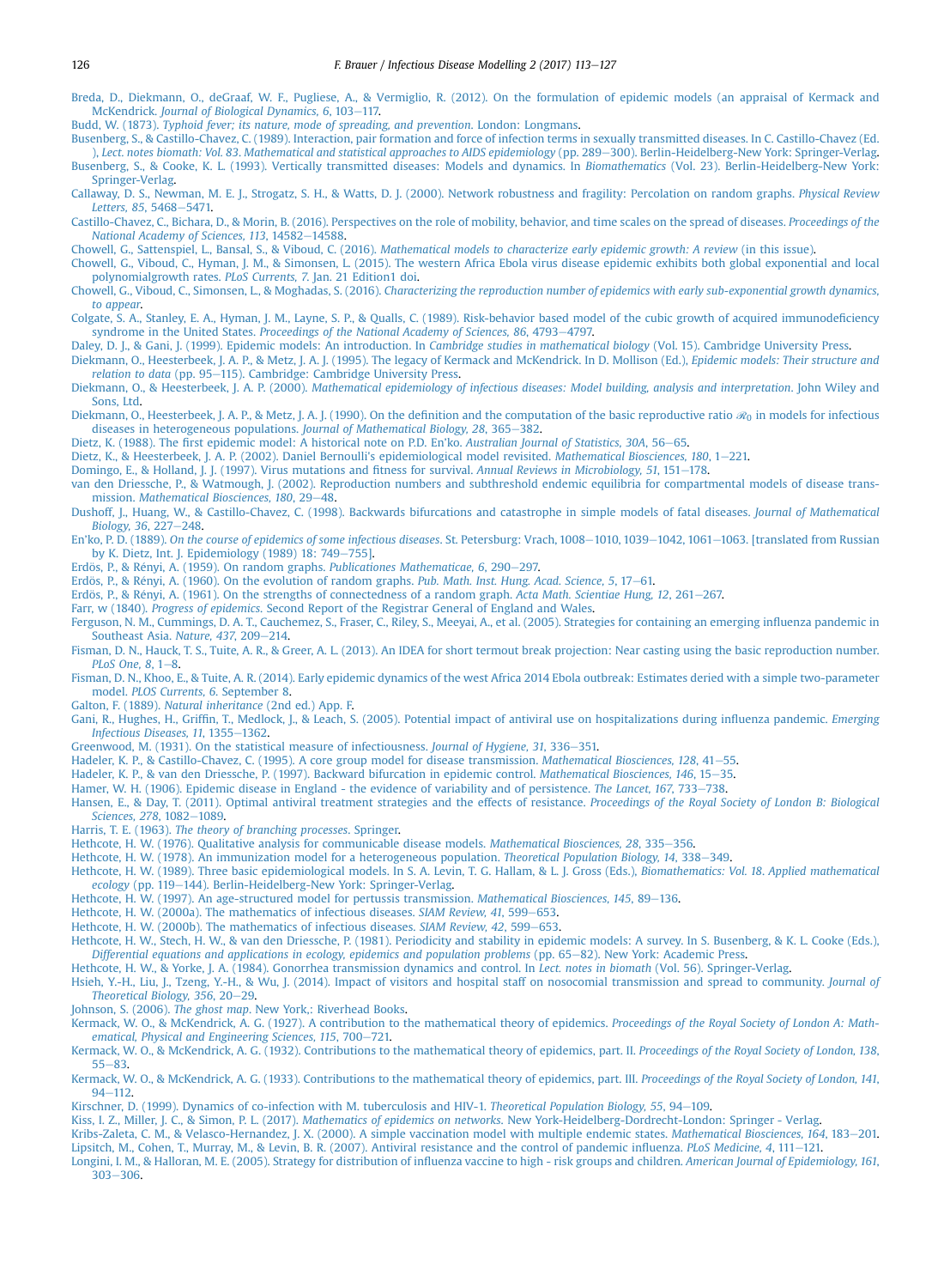Breda, D., Diekmann, O., deGraaf, W. F., Pugliese, A., & Vermiglio, R. (2012). On the formulation of epidemic models (an appraisal of Kermack and McKendrick. *Journal of Biological Dynamics, 6*, 103–117.

Budd, W. (1873). *Typhoid fever; its nature, mode of spreading, and prevention*. London: Longmans.

Busenberg, S., & Castillo-Chavez, C. (1989). Interaction, pair formation and force of infection terms in sexually transmitted diseases. In C. Castillo-Chavez (Ed.), *Lect. notes biomath: Vol. 83. Mathematical and statistical approaches to AIDS epidemiology* (pp. 289–300). Berlin-Heidelberg-New York: Springer-Verlag.

Busenberg, S., & Cooke, K. L. (1993). Vertically transmitted diseases: Models and dynamics. In *Biomathematics* (Vol. 23). Berlin-Heidelberg-New York: Springer-Verlag.

Callaway, D. S., Newman, M. E. J., Strogatz, S. H., & Watts, D. J. (2000). Network robustness and fragility: Percolation on random graphs. *Physical Review Letters, 85*, 5468–5471.

Castillo-Chavez, C., Bichara, D., & Morin, B. (2016). Perspectives on the role of mobility, behavior, and time scales on the spread of diseases. *Proceedings of the National Academy of Sciences, 113*, 14582–14588.

Chowell, G., Sattenspiel, L., Bansal, S., & Viboud, C. (2016). *Mathematical models to characterize early epidemic growth: A review* (in this issue).

Chowell, G., Viboud, C., Hyman, J. M., & Simonsen, L. (2015). The western Africa Ebola virus disease epidemic exhibits both global exponential and local polynomialgrowth rates. *PLoS Currents, 7*. Jan. 21 Edition1 doi.

Chowell, G., Viboud, C., Simonsen, L., & Moghadas, S. (2016). *Characterizing the reproduction number of epidemics with early sub-exponential growth dynamics, to appear*.

Colgate, S. A., Stanley, E. A., Hyman, J. M., Layne, S. P., & Qualls, C. (1989). Risk-behavior based model of the cubic growth of acquired immunodeficiency syndrome in the United States. *Proceedings of the National Academy of Sciences, 86*, 4793–4797.

Daley, D. J., & Gani, J. (1999). Epidemic models: An introduction. In *Cambridge studies in mathematical biology* (Vol. 15). Cambridge University Press.

Diekmann, O., Heesterbeek, J. A. P., & Metz, J. A. J. (1995). The legacy of Kermack and McKendrick. In D. Mollison (Ed.), *Epidemic models: Their structure and relation to data* (pp. 95–115). Cambridge: Cambridge University Press.

Diekmann, O., & Heesterbeek, J. A. P. (2000). *Mathematical epidemiology of infectious diseases: Model building, analysis and interpretation*. John Wiley and Sons, Ltd.

Diekmann, O., Heesterbeek, J. A. P., & Metz, J. A. J. (1990). On the definition and the computation of the basic reproductive ratio $\mathscr{R}_0$ in models for infectious diseases in heterogeneous populations. *Journal of Mathematical Biology, 28*, 365–382.

Dietz, K. (1988). The first epidemic model: A historical note on P.D. En'ko. *Australian Journal of Statistics, 30A*, 56–65.

Dietz, K., & Heesterbeek, J. A. P. (2002). Daniel Bernoulli's epidemiological model revisited. *Mathematical Biosciences, 180*, 1–221.

Domingo, E., & Holland, J. J. (1997). Virus mutations and fitness for survival. *Annual Reviews in Microbiology, 51*, 151–178.

van den Driessche, P., & Watmough, J. (2002). Reproduction numbers and subthreshold endemic equilibria for compartmental models of disease transmission. *Mathematical Biosciences, 180*, 29–48.

Dushoff, J., Huang, W., & Castillo-Chavez, C. (1998). Backwards bifurcations and catastrophe in simple models of fatal diseases. *Journal of Mathematical Biology, 36*, 227–248.

En'ko, P. D. (1889). *On the course of epidemics of some infectious diseases*. St. Petersburg: Vrach, 1008–1010, 1039–1042, 1061–1063. [translated from Russian by K. Dietz, Int. J. Epidemiology (1989) 18: 749–755].

Erdös, P., & Rényi, A. (1959). On random graphs. *Publicationes Mathematicae, 6*, 290–297.

Erdös, P., & Rényi, A. (1960). On the evolution of random graphs. *Pub. Math. Inst. Hung. Acad. Science, 5*, 17–61.

Erdös, P., & Rényi, A. (1961). On the strengths of connectedness of a random graph. *Acta Math. Scientiae Hung, 12*, 261–267.

Farr, w (1840). *Progress of epidemics*. Second Report of the Registrar General of England and Wales.

Ferguson, N. M., Cummings, D. A. T., Cauchemez, S., Fraser, C., Riley, S., Meeyai, A., et al. (2005). Strategies for containing an emerging influenza pandemic in Southeast Asia. *Nature, 437*, 209–214.

Fisman, D. N., Hauck, T. S., Tuite, A. R., & Greer, A. L. (2013). An IDEA for short termout break projection: Near casting using the basic reproduction number. *PLoS One, 8*, 1–8.

Fisman, D. N., Khoo, E., & Tuite, A. R. (2014). Early epidemic dynamics of the west Africa 2014 Ebola outbreak: Estimates deried with a simple two-parameter model. *PLOS Currents, 6*. September 8.

Galton, F. (1889). *Natural inheritance* (2nd ed.) App. F.

Gani, R., Hughes, H., Griffin, T., Medlock, J., & Leach, S. (2005). Potential impact of antiviral use on hospitalizations during influenza pandemic. *Emerging Infectious Diseases, 11*, 1355–1362.

Greenwood, M. (1931). On the statistical measure of infectiousness. *Journal of Hygiene, 31*, 336–351.

Hadeler, K. P., & Castillo-Chavez, C. (1995). A core group model for disease transmission. *Mathematical Biosciences, 128*, 41–55.

Hadeler, K. P., & van den Driessche, P. (1997). Backward bifurcation in epidemic control. *Mathematical Biosciences, 146*, 15–35.

Hamer, W. H. (1906). Epidemic disease in England - the evidence of variability and of persistence. *The Lancet, 167*, 733–738.

Hansen, E., & Day, T. (2011). Optimal antiviral treatment strategies and the effects of resistance. *Proceedings of the Royal Society of London B: Biological Sciences, 278*, 1082–1089.

Harris, T. E. (1963). *The theory of branching processes*. Springer.

Hethcote, H. W. (1976). Qualitative analysis for communicable disease models. *Mathematical Biosciences, 28*, 335–356.

Hethcote, H. W. (1978). An immunization model for a heterogeneous population. *Theoretical Population Biology, 14*, 338–349.

Hethcote, H. W. (1989). Three basic epidemiological models. In S. A. Levin, T. G. Hallam, & L. J. Gross (Eds.), *Biomathematics: Vol. 18. Applied mathematical ecology* (pp. 119–144). Berlin-Heidelberg-New York: Springer-Verlag.

Hethcote, H. W. (1997). An age-structured model for pertussis transmission. *Mathematical Biosciences, 145*, 89–136.

Hethcote, H. W. (2000a). The mathematics of infectious diseases. *SIAM Review, 41*, 599–653.

Hethcote, H. W. (2000b). The mathematics of infectious diseases. *SIAM Review, 42*, 599–653.

Hethcote, H. W., Stech, H. W., & van den Driessche, P. (1981). Periodicity and stability in epidemic models: A survey. In S. Busenberg, & K. L. Cooke (Eds.), *Differential equations and applications in ecology, epidemics and population problems* (pp. 65–82). New York: Academic Press.

Hethcote, H. W., & Yorke, J. A. (1984). Gonorrhea transmission dynamics and control. In *Lect. notes in biomath* (Vol. 56). Springer-Verlag.

Hsieh, Y.-H., Liu, J., Tzeng, Y.-H., & Wu, J. (2014). Impact of visitors and hospital staff on nosocomial transmission and spread to community. *Journal of Theoretical Biology, 356*, 20–29.

Johnson, S. (2006). *The ghost map*. New York,: Riverhead Books.

Kermack, W. O., & McKendrick, A. G. (1927). A contribution to the mathematical theory of epidemics. *Proceedings of the Royal Society of London A: Mathematical, Physical and Engineering Sciences, 115*, 700–721.

Kermack, W. O., & McKendrick, A. G. (1932). Contributions to the mathematical theory of epidemics, part. II. *Proceedings of the Royal Society of London, 138*, 55–83.

Kermack, W. O., & McKendrick, A. G. (1933). Contributions to the mathematical theory of epidemics, part. III. *Proceedings of the Royal Society of London, 141*, 94–112.

Kirschner, D. (1999). Dynamics of co-infection with M. tuberculosis and HIV-1. *Theoretical Population Biology, 55*, 94–109.

Kiss, I. Z., Miller, J. C., & Simon, P. L. (2017). *Mathematics of epidemics on networks*. New York-Heidelberg-Dordrecht-London: Springer - Verlag.

Kribs-Zaleta, C. M., & Velasco-Hernandez, J. X. (2000). A simple vaccination model with multiple endemic states. *Mathematical Biosciences, 164*, 183–201.

Lipsitch, M., Cohen, T., Murray, M., & Levin, B. R. (2007). Antiviral resistance and the control of pandemic influenza. *PLoS Medicine, 4*, 111–121.

Longini, I. M., & Halloran, M. E. (2005). Strategy for distribution of influenza vaccine to high - risk groups and children. *American Journal of Epidemiology, 161*, 303–306.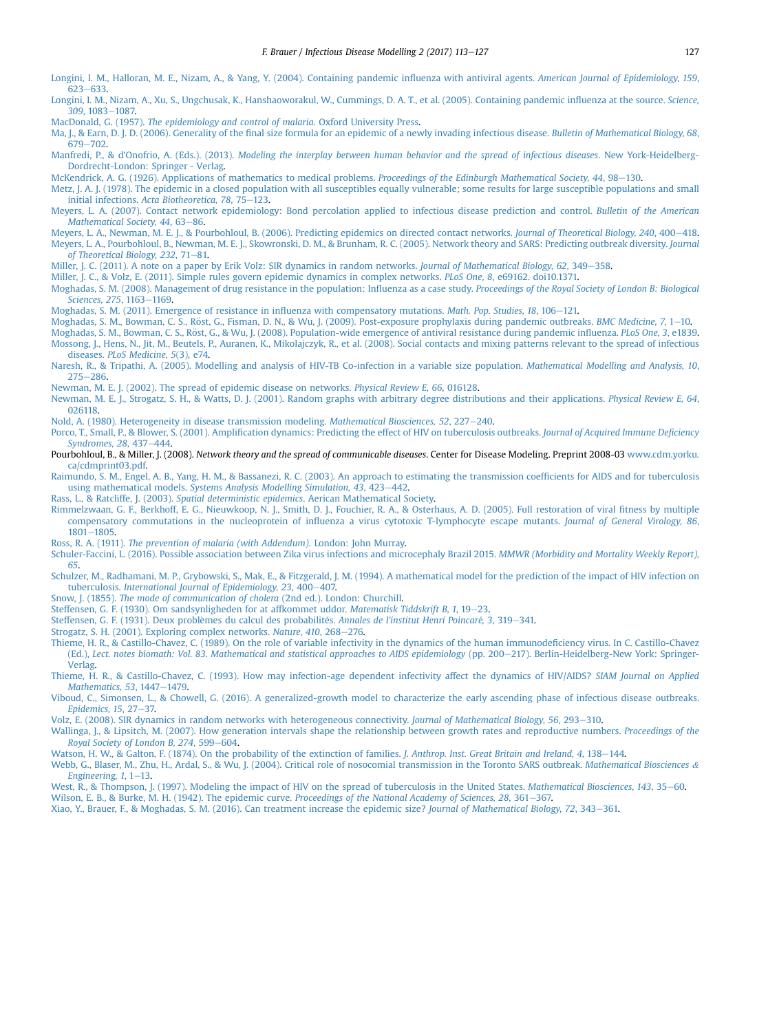Longini, I. M., Halloran, M. E., Nizam, A., & Yang, Y. (2004). Containing pandemic influenza with antiviral agents. *American Journal of Epidemiology, 159*, 623–633.

Longini, I. M., Nizam, A., Xu, S., Ungchusak, K., Hanshaoworakul, W., Cummings, D. A. T., et al. (2005). Containing pandemic influenza at the source. *Science, 309*, 1083–1087.

MacDonald, G. (1957). *The epidemiology and control of malaria*. Oxford University Press.

Ma, J., & Earn, D. J. D. (2006). Generality of the final size formula for an epidemic of a newly invading infectious disease. *Bulletin of Mathematical Biology, 68*, 679–702.

Manfredi, P., & d'Onofrio, A. (Eds.). (2013). *Modeling the interplay between human behavior and the spread of infectious diseases*. New York-Heidelberg-Dordrecht-London: Springer - Verlag.

McKendrick, A. G. (1926). Applications of mathematics to medical problems. *Proceedings of the Edinburgh Mathematical Society, 44*, 98–130.

Metz, J. A. J. (1978). The epidemic in a closed population with all susceptibles equally vulnerable; some results for large susceptible populations and small initial infections. *Acta Biotheoretica, 78*, 75–123.

Meyers, L. A. (2007). Contact network epidemiology: Bond percolation applied to infectious disease prediction and control. *Bulletin of the American Mathematical Society, 44*, 63–86.

Meyers, L. A., Newman, M. E. J., & Pourbohloul, B. (2006). Predicting epidemics on directed contact networks. *Journal of Theoretical Biology, 240*, 400–418.

Meyers, L. A., Pourbohloul, B., Newman, M. E. J., Skowronski, D. M., & Brunham, R. C. (2005). Network theory and SARS: Predicting outbreak diversity. *Journal of Theoretical Biology, 232*, 71–81.

Miller, J. C. (2011). A note on a paper by Erik Volz: SIR dynamics in random networks. *Journal of Mathematical Biology, 62*, 349–358.

Miller, J. C., & Volz, E. (2011). Simple rules govern epidemic dynamics in complex networks. *PLoS One, 8*, e69162. doi10.1371.

Moghadas, S. M. (2008). Management of drug resistance in the population: Influenza as a case study. *Proceedings of the Royal Society of London B: Biological Sciences, 275*, 1163–1169.

Moghadas, S. M. (2011). Emergence of resistance in influenza with compensatory mutations. *Math. Pop. Studies, 18*, 106–121.

Moghadas, S. M., Bowman, C. S., Röst, G., Fisman, D. N., & Wu, J. (2009). Post-exposure prophylaxis during pandemic outbreaks. *BMC Medicine, 7*, 1–10.

Moghadas, S. M., Bowman, C. S., Röst, G., & Wu, J. (2008). Population-wide emergence of antiviral resistance during pandemic influenza. *PLoS One, 3*, e1839.

Mossong, J., Hens, N., Jit, M., Beutels, P., Auranen, K., Mikolajczyk, R., et al. (2008). Social contacts and mixing patterns relevant to the spread of infectious diseases. *PLoS Medicine, 5*(3), e74.

Naresh, R., & Tripathi, A. (2005). Modelling and analysis of HIV-TB Co-infection in a variable size population. *Mathematical Modelling and Analysis, 10*, 275–286.

Newman, M. E. J. (2002). The spread of epidemic disease on networks. *Physical Review E, 66*, 016128.

Newman, M. E. J., Strogatz, S. H., & Watts, D. J. (2001). Random graphs with arbitrary degree distributions and their applications. *Physical Review E, 64*, 026118.

Nold, A. (1980). Heterogeneity in disease transmission modeling. *Mathematical Biosciences, 52*, 227–240.

Porco, T., Small, P., & Blower, S. (2001). Amplification dynamics: Predicting the effect of HIV on tuberculosis outbreaks. *Journal of Acquired Immune Deficiency Syndromes, 28*, 437–444.

Pourbohloul, B., & Miller, J. (2008). *Network theory and the spread of communicable diseases*. Center for Disease Modeling. Preprint 2008-03 www.cdm.yorku.ca/cdmprint03.pdf.

Raimundo, S. M., Engel, A. B., Yang, H. M., & Bassanezi, R. C. (2003). An approach to estimating the transmission coefficients for AIDS and for tuberculosis using mathematical models. *Systems Analysis Modelling Simulation, 43*, 423–442.

Rass, L., & Ratcliffe, J. (2003). *Spatial deterministic epidemics*. Aerican Mathematical Society.

Rimmelzwaan, G. F., Berkhoff, E. G., Nieuwkoop, N. J., Smith, D. J., Fouchier, R. A., & Osterhaus, A. D. (2005). Full restoration of viral fitness by multiple compensatory commutations in the nucleoprotein of influenza a virus cytotoxic T-lymphocyte escape mutants. *Journal of General Virology, 86*, 1801–1805.

Ross, R. A. (1911). *The prevention of malaria (with Addendum)*. London: John Murray.

Schuler-Faccini, L. (2016). Possible association between Zika virus infections and microcephaly Brazil 2015. *MMWR (Morbidity and Mortality Weekly Report), 65*.

Schulzer, M., Radhamani, M. P., Grybowski, S., Mak, E., & Fitzgerald, J. M. (1994). A mathematical model for the prediction of the impact of HIV infection on tuberculosis. *International Journal of Epidemiology, 23*, 400–407.

Snow, J. (1855). *The mode of communication of cholera* (2nd ed.). London: Churchill.

Steffensen, G. F. (1930). Om sandsynligheden for at affkommet uddor. *Matematisk Tiddskrift B, 1*, 19–23.

Steffensen, G. F. (1931). Deux problèmes du calcul des probabilités. *Annales de l'institut Henri Poincaré, 3*, 319–341.

Strogatz, S. H. (2001). Exploring complex networks. *Nature, 410*, 268–276.

Thieme, H. R., & Castillo-Chavez, C. (1989). On the role of variable infectivity in the dynamics of the human immunodeficiency virus. In C. Castillo-Chavez (Ed.), *Lect. notes biomath: Vol. 83. Mathematical and statistical approaches to AIDS epidemiology* (pp. 200–217). Berlin-Heidelberg-New York: Springer-Verlag.

Thieme, H. R., & Castillo-Chavez, C. (1993). How may infection-age dependent infectivity affect the dynamics of HIV/AIDS? *SIAM Journal on Applied Mathematics, 53*, 1447–1479.

Viboud, C., Simonsen, L., & Chowell, G. (2016). A generalized-growth model to characterize the early ascending phase of infectious disease outbreaks. *Epidemics, 15*, 27–37.

Volz, E. (2008). SIR dynamics in random networks with heterogeneous connectivity. *Journal of Mathematical Biology, 56*, 293–310.

Wallinga, J., & Lipsitch, M. (2007). How generation intervals shape the relationship between growth rates and reproductive numbers. *Proceedings of the Royal Society of London B, 274*, 599–604.

Watson, H. W., & Galton, F. (1874). On the probability of the extinction of families. *J. Anthrop. Inst. Great Britain and Ireland, 4*, 138–144.

Webb, G., Blaser, M., Zhu, H., Ardal, S., & Wu, J. (2004). Critical role of nosocomial transmission in the Toronto SARS outbreak. *Mathematical Biosciences & Engineering, 1*, 1–13.

West, R., & Thompson, J. (1997). Modeling the impact of HIV on the spread of tuberculosis in the United States. *Mathematical Biosciences, 143*, 35–60.

Wilson, E. B., & Burke, M. H. (1942). The epidemic curve. *Proceedings of the National Academy of Sciences, 28*, 361–367.

Xiao, Y., Brauer, F., & Moghadas, S. M. (2016). Can treatment increase the epidemic size? *Journal of Mathematical Biology, 72*, 343–361.